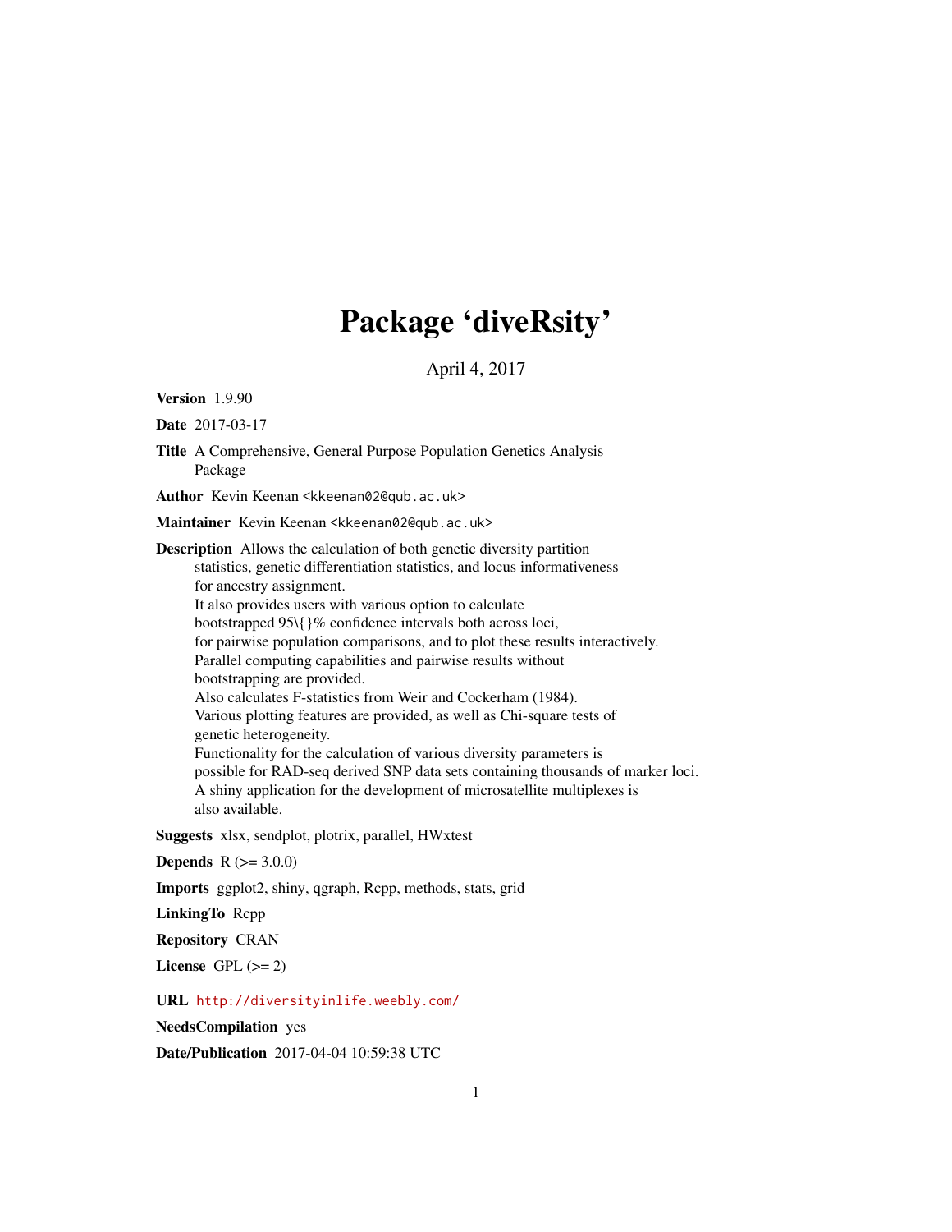# Package 'diveRsity'

April 4, 2017

**Version** 1.9.90

**Date** 2017-03-17

**Title** A Comprehensive, General Purpose Population Genetics Analysis Package

**Author** Kevin Keenan <kkeenan02@qub.ac.uk>

**Maintainer** Kevin Keenan <kkeenan02@qub.ac.uk>

**Description** Allows the calculation of both genetic diversity partition statistics, genetic differentiation statistics, and locus informativeness for ancestry assignment.
It also provides users with various option to calculate bootstrapped 95\{}% confidence intervals both across loci, for pairwise population comparisons, and to plot these results interactively.
Parallel computing capabilities and pairwise results without bootstrapping are provided.
Also calculates F-statistics from Weir and Cockerham (1984).
Various plotting features are provided, as well as Chi-square tests of genetic heterogeneity.
Functionality for the calculation of various diversity parameters is possible for RAD-seq derived SNP data sets containing thousands of marker loci.
A shiny application for the development of microsatellite multiplexes is also available.

**Suggests** xlsx, sendplot, plotrix, parallel, HWxtest

**Depends** R (>= 3.0.0)

**Imports** ggplot2, shiny, qgraph, Rcpp, methods, stats, grid

**LinkingTo** Rcpp

**Repository** CRAN

**License** GPL (>= 2)

**URL** http://diversityinlife.weebly.com/

**NeedsCompilation** yes

**Date/Publication** 2017-04-04 10:59:38 UTC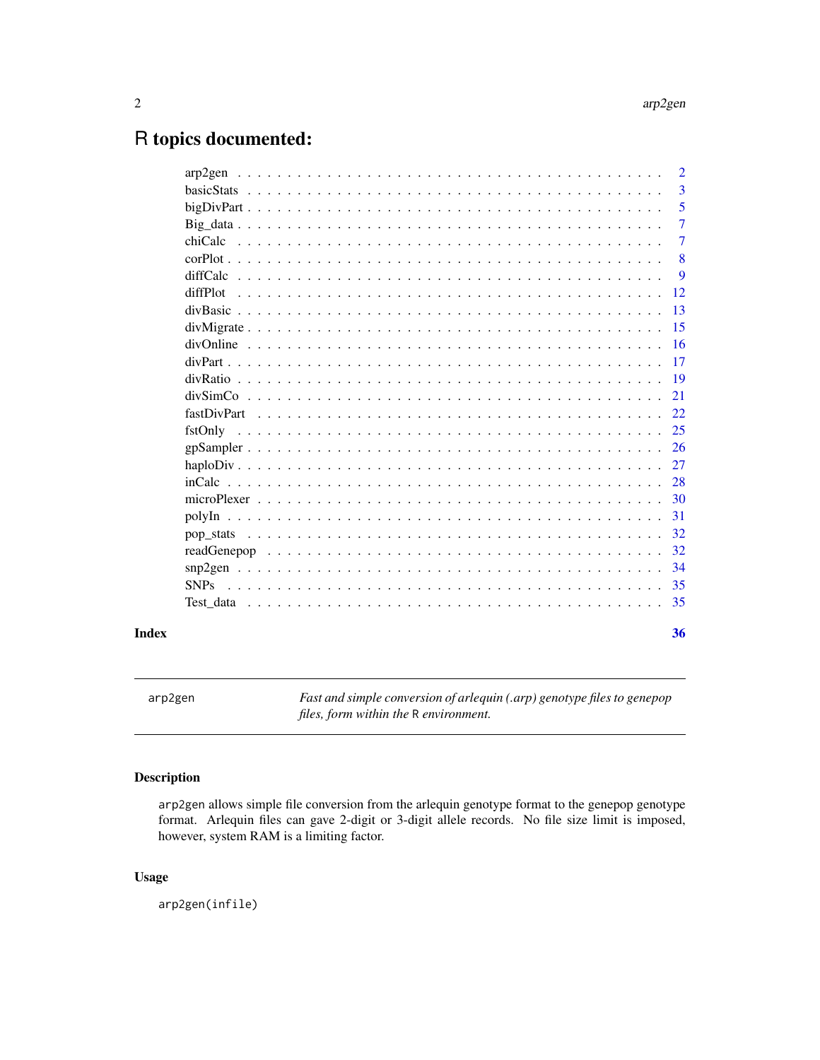# R topics documented:

| | |
|---|---|
| arp2gen | 2 |
| basicStats | 3 |
| bigDivPart | 5 |
| Big_data | 7 |
| chiCalc | 7 |
| corPlot | 8 |
| diffCalc | 9 |
| diffPlot | 12 |
| divBasic | 13 |
| divMigrate | 15 |
| divOnline | 16 |
| divPart | 17 |
| divRatio | 19 |
| divSimCo | 21 |
| fastDivPart | 22 |
| fstOnly | 25 |
| gpSampler | 26 |
| haploDiv | 27 |
| inCalc | 28 |
| microPlexer | 30 |
| polyIn | 31 |
| pop_stats | 32 |
| readGenepop | 32 |
| snp2gen | 34 |
| SNPs | 35 |
| Test_data | 35 |

**Index** 36

---

`arp2gen` *Fast and simple conversion of arlequin (.arp) genotype files to genepop files, form within the R environment.*

---

## Description

arp2gen allows simple file conversion from the arlequin genotype format to the genepop genotype format. Arlequin files can gave 2-digit or 3-digit allele records. No file size limit is imposed, however, system RAM is a limiting factor.

## Usage

```
arp2gen(infile)
```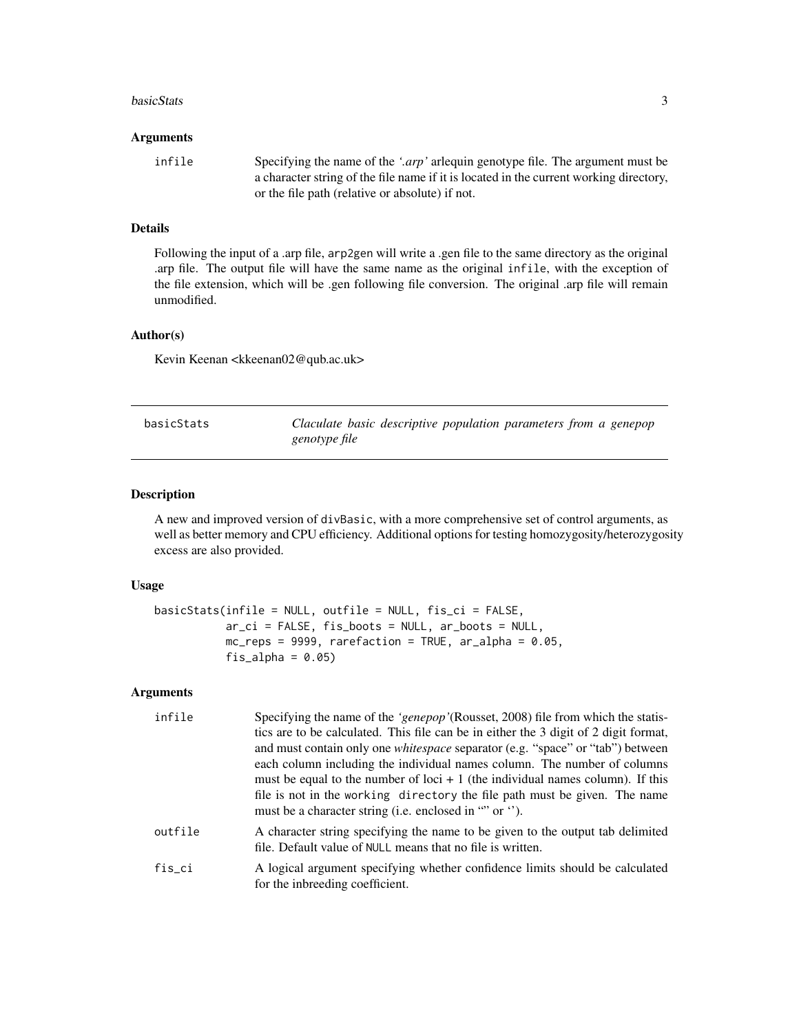### Arguments

`infile` Specifying the name of the *'.arp'* arlequin genotype file. The argument must be a character string of the file name if it is located in the current working directory, or the file path (relative or absolute) if not.

### Details

Following the input of a .arp file, `arp2gen` will write a .gen file to the same directory as the original .arp file. The output file will have the same name as the original `infile`, with the exception of the file extension, which will be .gen following file conversion. The original .arp file will remain unmodified.

### Author(s)

Kevin Keenan <kkeenan02@qub.ac.uk>

---

## basicStats — *Claculate basic descriptive population parameters from a genepop genotype file*

---

### Description

A new and improved version of `divBasic`, with a more comprehensive set of control arguments, as well as better memory and CPU efficiency. Additional options for testing homozygosity/heterozygosity excess are also provided.

### Usage

```
basicStats(infile = NULL, outfile = NULL, fis_ci = FALSE,
           ar_ci = FALSE, fis_boots = NULL, ar_boots = NULL,
           mc_reps = 9999, rarefaction = TRUE, ar_alpha = 0.05,
           fis_alpha = 0.05)
```

### Arguments

`infile` Specifying the name of the *'genepop'*(Rousset, 2008) file from which the statistics are to be calculated. This file can be in either the 3 digit of 2 digit format, and must contain only one *whitespace* separator (e.g. "space" or "tab") between each column including the individual names column. The number of columns must be equal to the number of loci + 1 (the individual names column). If this file is not in the `working directory` the file path must be given. The name must be a character string (i.e. enclosed in "" or '').

`outfile` A character string specifying the name to be given to the output tab delimited file. Default value of `NULL` means that no file is written.

`fis_ci` A logical argument specifying whether confidence limits should be calculated for the inbreeding coefficient.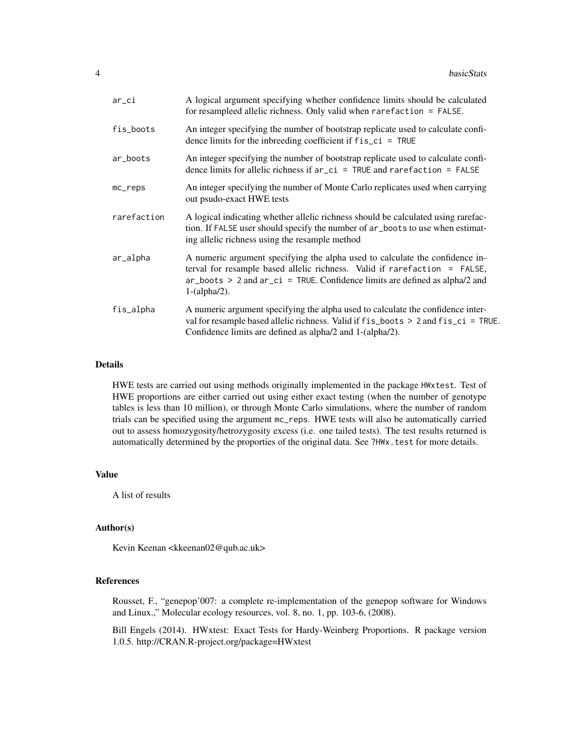| | |
|---|---|
| ar_ci | A logical argument specifying whether confidence limits should be calculated for resampleed allelic richness. Only valid when `rarefaction = FALSE`. |
| fis_boots | An integer specifying the number of bootstrap replicate used to calculate confidence limits for the inbreeding coefficient if `fis_ci = TRUE` |
| ar_boots | An integer specifying the number of bootstrap replicate used to calculate confidence limits for allelic richness if `ar_ci = TRUE` and `rarefaction = FALSE` |
| mc_reps | An integer specifying the number of Monte Carlo replicates used when carrying out psudo-exact HWE tests |
| rarefaction | A logical indicating whether allelic richness should be calculated using rarefaction. If `FALSE` user should specify the number of `ar_boots` to use when estimating allelic richness using the resample method |
| ar_alpha | A numeric argument specifying the alpha used to calculate the confidence interval for resample based allelic richness. Valid if `rarefaction = FALSE`, `ar_boots > 2` and `ar_ci = TRUE`. Confidence limits are defined as alpha/2 and 1-(alpha/2). |
| fis_alpha | A numeric argument specifying the alpha used to calculate the confidence interval for resample based allelic richness. Valid if `fis_boots > 2` and `fis_ci = TRUE`. Confidence limits are defined as alpha/2 and 1-(alpha/2). |

## Details

HWE tests are carried out using methods originally implemented in the package `HWxtest`. Test of HWE proportions are either carried out using either exact testing (when the number of genotype tables is less than 10 million), or through Monte Carlo simulations, where the number of random trials can be specified using the argument `mc_reps`. HWE tests will also be automatically carried out to assess homozygosity/hetrozygosity excess (i.e. one tailed tests). The test results returned is automatically determined by the proporties of the original data. See `?HWx.test` for more details.

## Value

A list of results

## Author(s)

Kevin Keenan <kkeenan02@qub.ac.uk>

## References

Rousset, F., "genepop'007: a complete re-implementation of the genepop software for Windows and Linux.," Molecular ecology resources, vol. 8, no. 1, pp. 103-6, (2008).

Bill Engels (2014). HWxtest: Exact Tests for Hardy-Weinberg Proportions. R package version 1.0.5. http://CRAN.R-project.org/package=HWxtest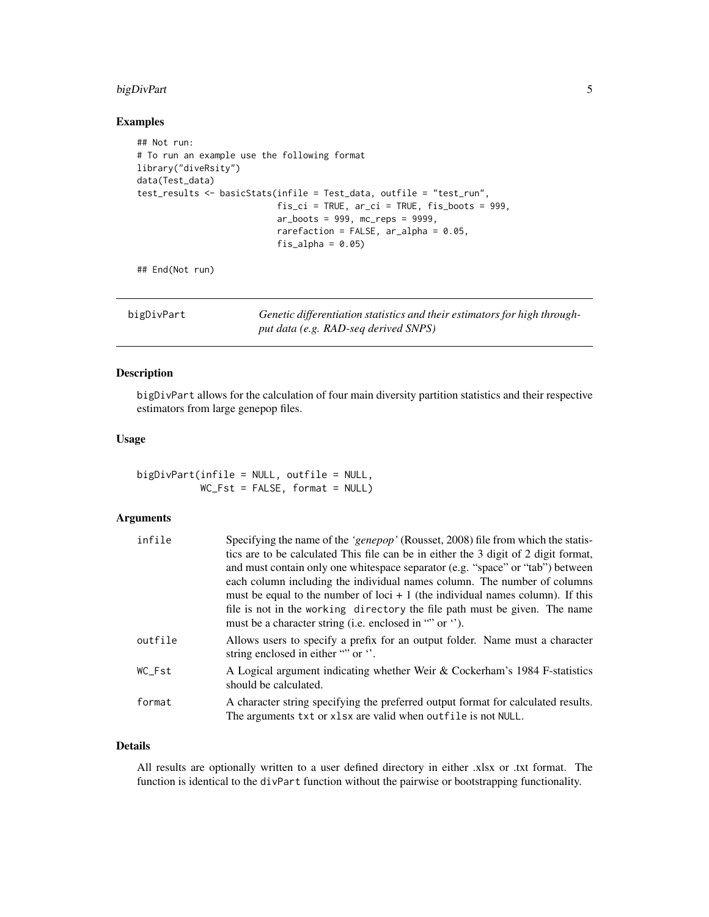## Examples

```
## Not run:
# To run an example use the following format
library("diveRsity")
data(Test_data)
test_results <- basicStats(infile = Test_data, outfile = "test_run",
                           fis_ci = TRUE, ar_ci = TRUE, fis_boots = 999,
                           ar_boots = 999, mc_reps = 9999,
                           rarefaction = FALSE, ar_alpha = 0.05,
                           fis_alpha = 0.05)

## End(Not run)
```

---

# bigDivPart

*Genetic differentiation statistics and their estimators for high throughput data (e.g. RAD-seq derived SNPS)*

---

## Description

bigDivPart allows for the calculation of four main diversity partition statistics and their respective estimators from large genepop files.

## Usage

```
bigDivPart(infile = NULL, outfile = NULL,
           WC_Fst = FALSE, format = NULL)
```

## Arguments

| | |
|---|---|
| infile | Specifying the name of the *'genepop'* (Rousset, 2008) file from which the statistics are to be calculated This file can be in either the 3 digit of 2 digit format, and must contain only one whitespace separator (e.g. "space" or "tab") between each column including the individual names column. The number of columns must be equal to the number of loci + 1 (the individual names column). If this file is not in the working directory the file path must be given. The name must be a character string (i.e. enclosed in "" or ''). |
| outfile | Allows users to specify a prefix for an output folder. Name must a character string enclosed in either "" or ''. |
| WC_Fst | A Logical argument indicating whether Weir & Cockerham's 1984 F-statistics should be calculated. |
| format | A character string specifying the preferred output format for calculated results. The arguments txt or xlsx are valid when outfile is not NULL. |

## Details

All results are optionally written to a user defined directory in either .xlsx or .txt format. The function is identical to the divPart function without the pairwise or bootstrapping functionality.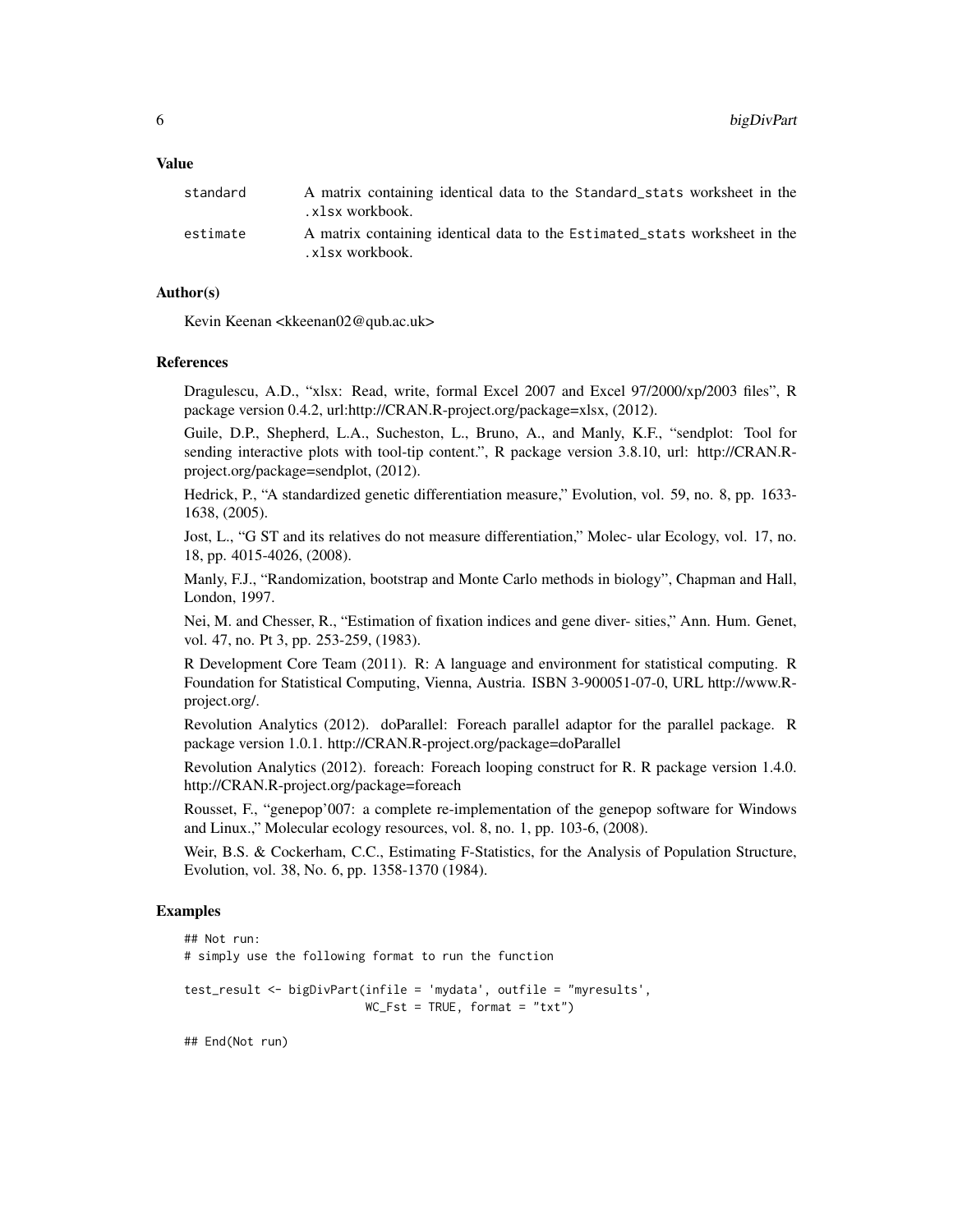### Value

| | |
|---|---|
| standard | A matrix containing identical data to the `Standard_stats` worksheet in the `.xlsx` workbook. |
| estimate | A matrix containing identical data to the `Estimated_stats` worksheet in the `.xlsx` workbook. |

### Author(s)

Kevin Keenan <kkeenan02@qub.ac.uk>

### References

Dragulescu, A.D., "xlsx: Read, write, formal Excel 2007 and Excel 97/2000/xp/2003 files", R package version 0.4.2, url:http://CRAN.R-project.org/package=xlsx, (2012).

Guile, D.P., Shepherd, L.A., Sucheston, L., Bruno, A., and Manly, K.F., "sendplot: Tool for sending interactive plots with tool-tip content.", R package version 3.8.10, url: http://CRAN.R-project.org/package=sendplot, (2012).

Hedrick, P., "A standardized genetic differentiation measure," Evolution, vol. 59, no. 8, pp. 1633-1638, (2005).

Jost, L., "G ST and its relatives do not measure differentiation," Molec- ular Ecology, vol. 17, no. 18, pp. 4015-4026, (2008).

Manly, F.J., "Randomization, bootstrap and Monte Carlo methods in biology", Chapman and Hall, London, 1997.

Nei, M. and Chesser, R., "Estimation of fixation indices and gene diver- sities," Ann. Hum. Genet, vol. 47, no. Pt 3, pp. 253-259, (1983).

R Development Core Team (2011). R: A language and environment for statistical computing. R Foundation for Statistical Computing, Vienna, Austria. ISBN 3-900051-07-0, URL http://www.R-project.org/.

Revolution Analytics (2012). doParallel: Foreach parallel adaptor for the parallel package. R package version 1.0.1. http://CRAN.R-project.org/package=doParallel

Revolution Analytics (2012). foreach: Foreach looping construct for R. R package version 1.4.0. http://CRAN.R-project.org/package=foreach

Rousset, F., "genepop'007: a complete re-implementation of the genepop software for Windows and Linux.," Molecular ecology resources, vol. 8, no. 1, pp. 103-6, (2008).

Weir, B.S. & Cockerham, C.C., Estimating F-Statistics, for the Analysis of Population Structure, Evolution, vol. 38, No. 6, pp. 1358-1370 (1984).

### Examples

```
## Not run:
# simply use the following format to run the function

test_result <- bigDivPart(infile = 'mydata', outfile = "myresults',
                          WC_Fst = TRUE, format = "txt")

## End(Not run)
```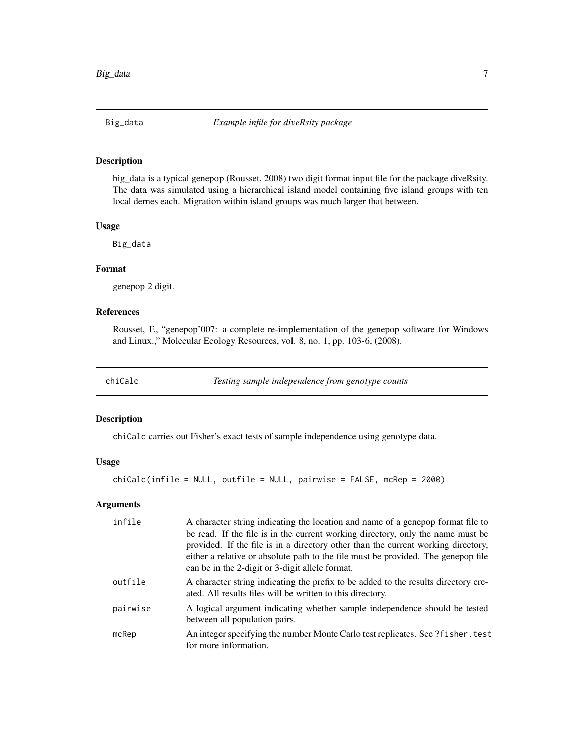## Big_data — *Example infile for diveRsity package*

### Description

big_data is a typical genepop (Rousset, 2008) two digit format input file for the package diveRsity. The data was simulated using a hierarchical island model containing five island groups with ten local demes each. Migration within island groups was much larger that between.

### Usage

```
Big_data
```

### Format

genepop 2 digit.

### References

Rousset, F., "genepop'007: a complete re-implementation of the genepop software for Windows and Linux.," Molecular Ecology Resources, vol. 8, no. 1, pp. 103-6, (2008).

## chiCalc — *Testing sample independence from genotype counts*

### Description

`chiCalc` carries out Fisher's exact tests of sample independence using genotype data.

### Usage

```
chiCalc(infile = NULL, outfile = NULL, pairwise = FALSE, mcRep = 2000)
```

### Arguments

| | |
|---|---|
| `infile` | A character string indicating the location and name of a genepop format file to be read. If the file is in the current working directory, only the name must be provided. If the file is in a directory other than the current working directory, either a relative or absolute path to the file must be provided. The genepop file can be in the 2-digit or 3-digit allele format. |
| `outfile` | A character string indicating the prefix to be added to the results directory created. All results files will be written to this directory. |
| `pairwise` | A logical argument indicating whether sample independence should be tested between all population pairs. |
| `mcRep` | An integer specifying the number Monte Carlo test replicates. See `?fisher.test` for more information. |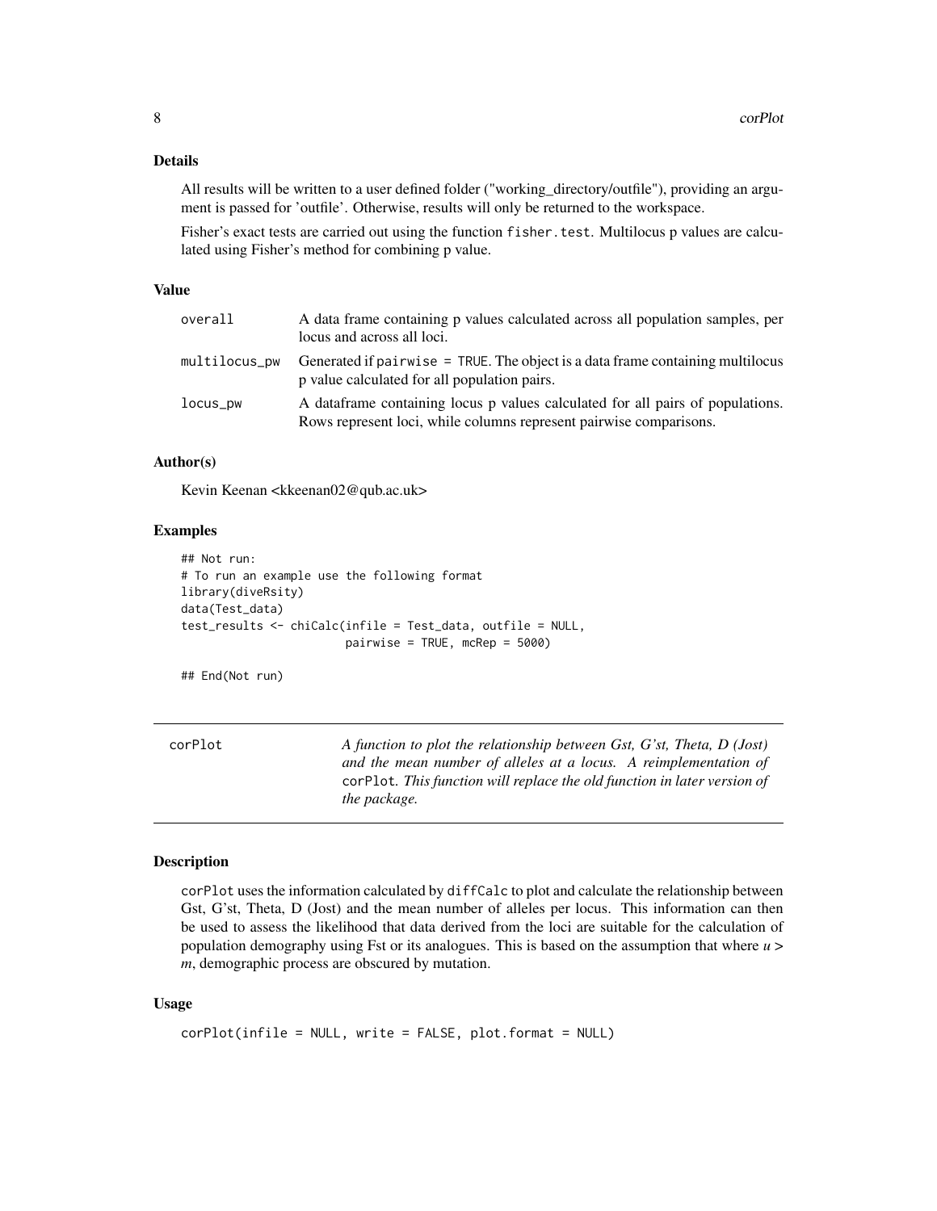### Details

All results will be written to a user defined folder ("working_directory/outfile"), providing an argument is passed for 'outfile'. Otherwise, results will only be returned to the workspace.

Fisher's exact tests are carried out using the function `fisher.test`. Multilocus p values are calculated using Fisher's method for combining p value.

### Value

| | |
|---|---|
| overall | A data frame containing p values calculated across all population samples, per locus and across all loci. |
| multilocus_pw | Generated if `pairwise = TRUE`. The object is a data frame containing multilocus p value calculated for all population pairs. |
| locus_pw | A dataframe containing locus p values calculated for all pairs of populations. Rows represent loci, while columns represent pairwise comparisons. |

### Author(s)

Kevin Keenan <kkeenan02@qub.ac.uk>

### Examples

```
## Not run:
# To run an example use the following format
library(diveRsity)
data(Test_data)
test_results <- chiCalc(infile = Test_data, outfile = NULL,
                        pairwise = TRUE, mcRep = 5000)

## End(Not run)
```

---

## corPlot

*A function to plot the relationship between Gst, G'st, Theta, D (Jost) and the mean number of alleles at a locus. A reimplementation of* `corPlot`*. This function will replace the old function in later version of the package.*

---

### Description

`corPlot` uses the information calculated by `diffCalc` to plot and calculate the relationship between Gst, G'st, Theta, D (Jost) and the mean number of alleles per locus. This information can then be used to assess the likelihood that data derived from the loci are suitable for the calculation of population demography using Fst or its analogues. This is based on the assumption that where $u > m$, demographic process are obscured by mutation.

### Usage

```
corPlot(infile = NULL, write = FALSE, plot.format = NULL)
```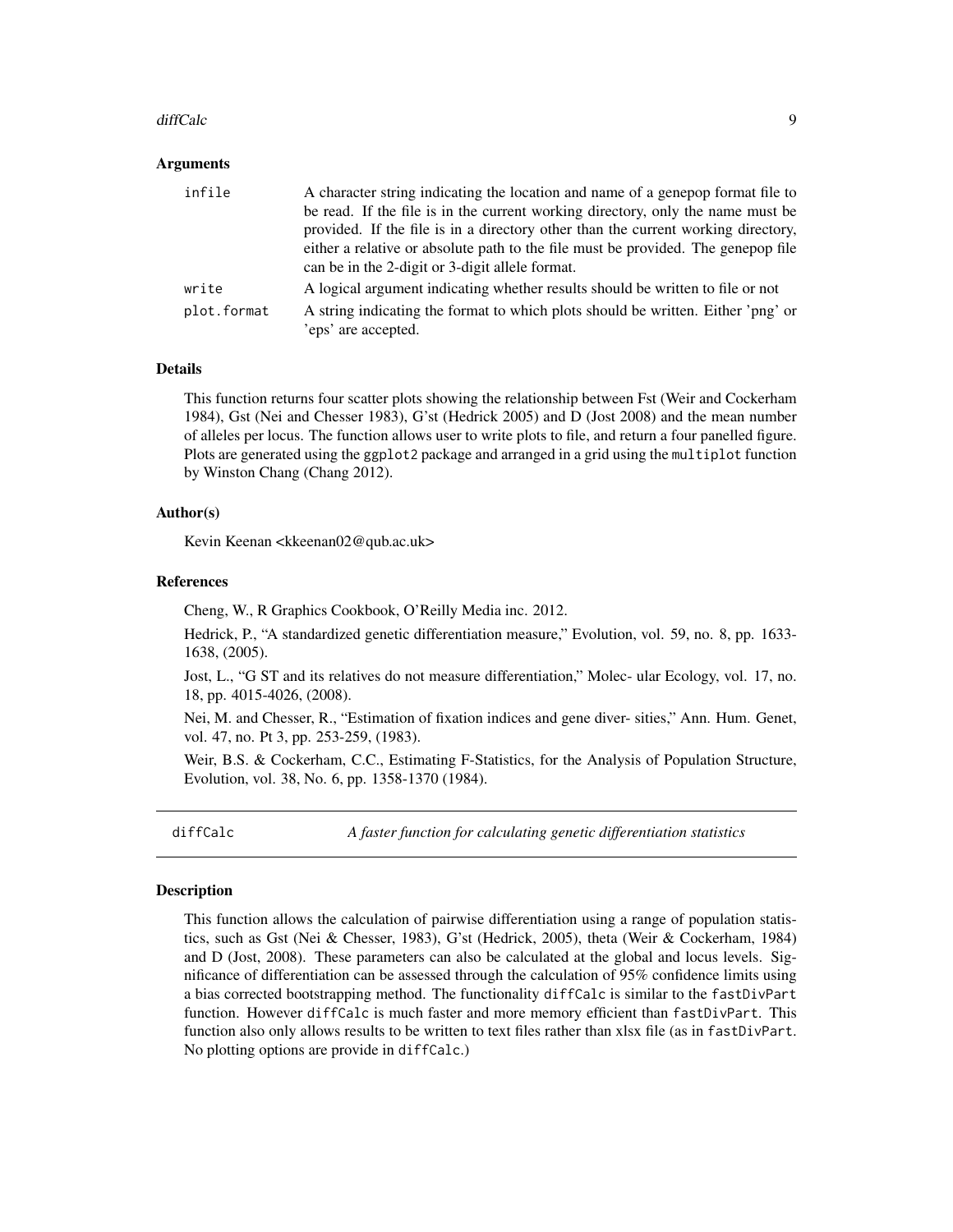### Arguments

| | |
|---|---|
| infile | A character string indicating the location and name of a genepop format file to be read. If the file is in the current working directory, only the name must be provided. If the file is in a directory other than the current working directory, either a relative or absolute path to the file must be provided. The genepop file can be in the 2-digit or 3-digit allele format. |
| write | A logical argument indicating whether results should be written to file or not |
| plot.format | A string indicating the format to which plots should be written. Either 'png' or 'eps' are accepted. |

### Details

This function returns four scatter plots showing the relationship between Fst (Weir and Cockerham 1984), Gst (Nei and Chesser 1983), G'st (Hedrick 2005) and D (Jost 2008) and the mean number of alleles per locus. The function allows user to write plots to file, and return a four panelled figure. Plots are generated using the `ggplot2` package and arranged in a grid using the `multiplot` function by Winston Chang (Chang 2012).

### Author(s)

Kevin Keenan <kkeenan02@qub.ac.uk>

### References

Cheng, W., R Graphics Cookbook, O'Reilly Media inc. 2012.

Hedrick, P., "A standardized genetic differentiation measure," Evolution, vol. 59, no. 8, pp. 1633-1638, (2005).

Jost, L., "G ST and its relatives do not measure differentiation," Molec- ular Ecology, vol. 17, no. 18, pp. 4015-4026, (2008).

Nei, M. and Chesser, R., "Estimation of fixation indices and gene diver- sities," Ann. Hum. Genet, vol. 47, no. Pt 3, pp. 253-259, (1983).

Weir, B.S. & Cockerham, C.C., Estimating F-Statistics, for the Analysis of Population Structure, Evolution, vol. 38, No. 6, pp. 1358-1370 (1984).

---

## diffCalc — *A faster function for calculating genetic differentiation statistics*

### Description

This function allows the calculation of pairwise differentiation using a range of population statistics, such as Gst (Nei & Chesser, 1983), G'st (Hedrick, 2005), theta (Weir & Cockerham, 1984) and D (Jost, 2008). These parameters can also be calculated at the global and locus levels. Significance of differentiation can be assessed through the calculation of 95% confidence limits using a bias corrected bootstrapping method. The functionality `diffCalc` is similar to the `fastDivPart` function. However `diffCalc` is much faster and more memory efficient than `fastDivPart`. This function also only allows results to be written to text files rather than xlsx file (as in `fastDivPart`. No plotting options are provide in `diffCalc`.)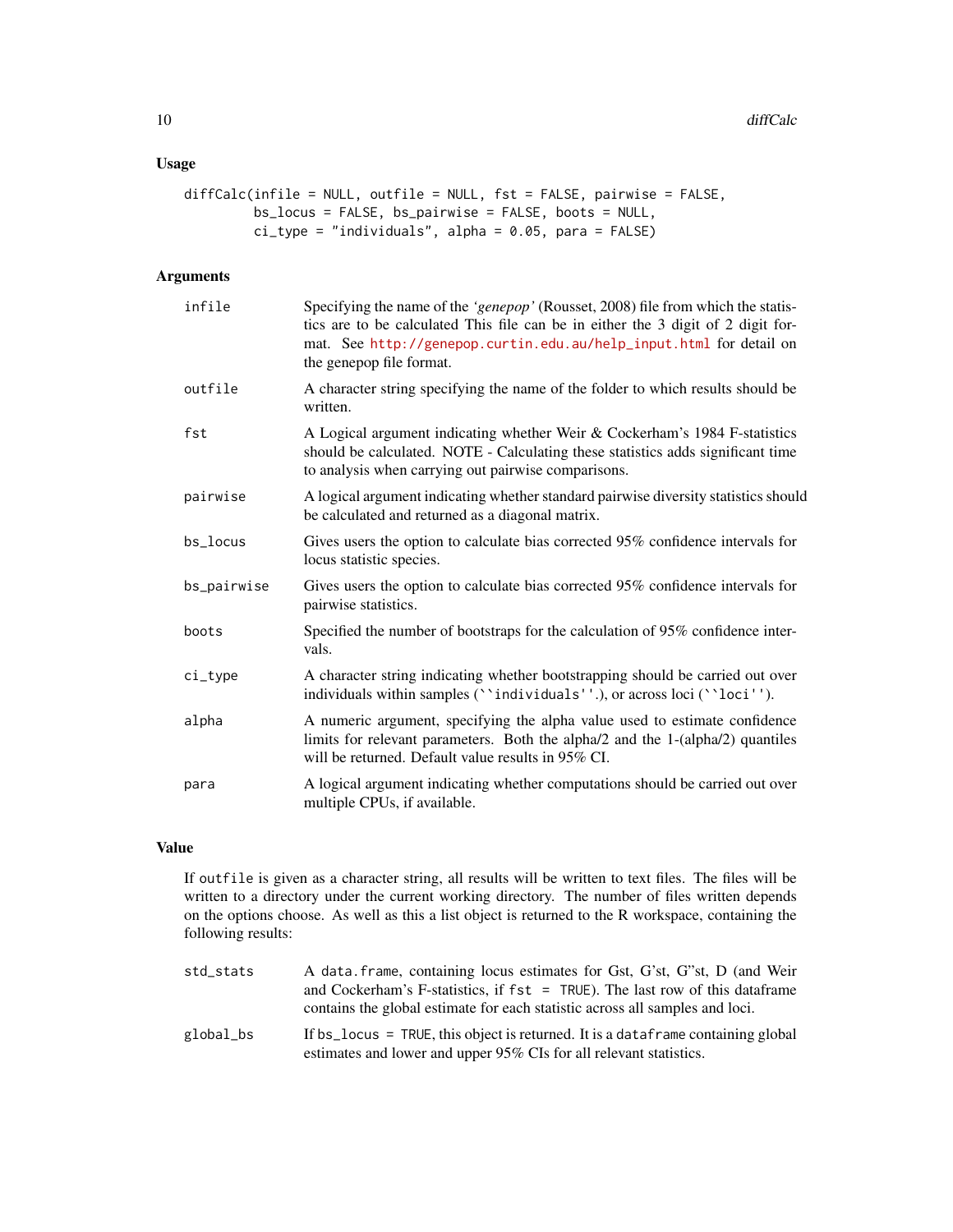### Usage

```
diffCalc(infile = NULL, outfile = NULL, fst = FALSE, pairwise = FALSE,
         bs_locus = FALSE, bs_pairwise = FALSE, boots = NULL,
         ci_type = "individuals", alpha = 0.05, para = FALSE)
```

### Arguments

| | |
|---|---|
| infile | Specifying the name of the *'genepop'* (Rousset, 2008) file from which the statistics are to be calculated This file can be in either the 3 digit of 2 digit format. See http://genepop.curtin.edu.au/help_input.html for detail on the genepop file format. |
| outfile | A character string specifying the name of the folder to which results should be written. |
| fst | A Logical argument indicating whether Weir & Cockerham's 1984 F-statistics should be calculated. NOTE - Calculating these statistics adds significant time to analysis when carrying out pairwise comparisons. |
| pairwise | A logical argument indicating whether standard pairwise diversity statistics should be calculated and returned as a diagonal matrix. |
| bs_locus | Gives users the option to calculate bias corrected 95% confidence intervals for locus statistic species. |
| bs_pairwise | Gives users the option to calculate bias corrected 95% confidence intervals for pairwise statistics. |
| boots | Specified the number of bootstraps for the calculation of 95% confidence intervals. |
| ci_type | A character string indicating whether bootstrapping should be carried out over individuals within samples (``individuals''.), or across loci (``loci''). |
| alpha | A numeric argument, specifying the alpha value used to estimate confidence limits for relevant parameters. Both the alpha/2 and the 1-(alpha/2) quantiles will be returned. Default value results in 95% CI. |
| para | A logical argument indicating whether computations should be carried out over multiple CPUs, if available. |

### Value

If `outfile` is given as a character string, all results will be written to text files. The files will be written to a directory under the current working directory. The number of files written depends on the options choose. As well as this a list object is returned to the R workspace, containing the following results:

| | |
|---|---|
| std_stats | A `data.frame`, containing locus estimates for Gst, G'st, G''st, D (and Weir and Cockerham's F-statistics, if `fst = TRUE`). The last row of this dataframe contains the global estimate for each statistic across all samples and loci. |
| global_bs | If `bs_locus = TRUE`, this object is returned. It is a `dataframe` containing global estimates and lower and upper 95% CIs for all relevant statistics. |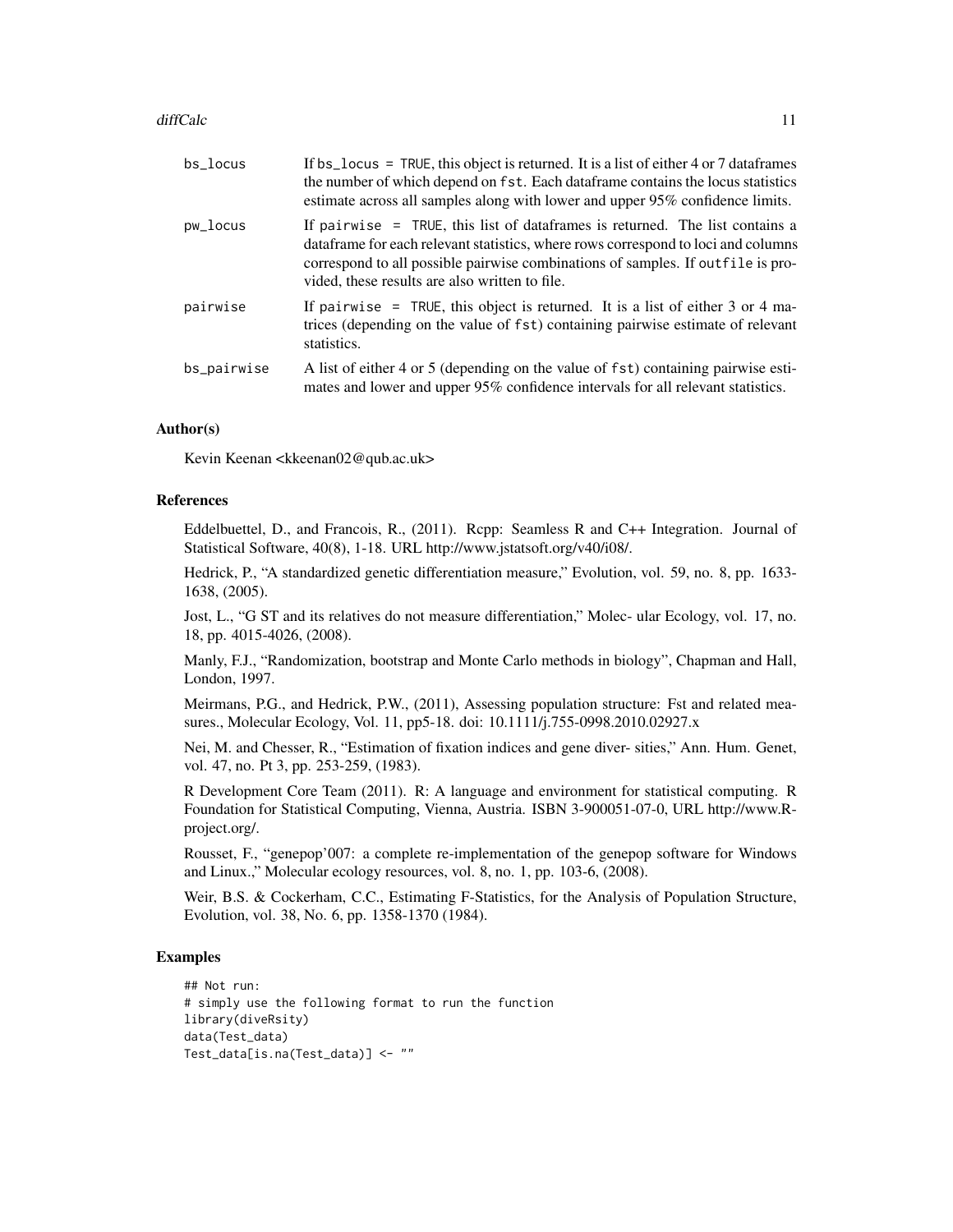| | |
|---|---|
| bs_locus | If `bs_locus = TRUE`, this object is returned. It is a list of either 4 or 7 dataframes the number of which depend on `fst`. Each dataframe contains the locus statistics estimate across all samples along with lower and upper 95% confidence limits. |
| pw_locus | If `pairwise = TRUE`, this list of dataframes is returned. The list contains a dataframe for each relevant statistics, where rows correspond to loci and columns correspond to all possible pairwise combinations of samples. If `outfile` is provided, these results are also written to file. |
| pairwise | If `pairwise = TRUE`, this object is returned. It is a list of either 3 or 4 matrices (depending on the value of `fst`) containing pairwise estimate of relevant statistics. |
| bs_pairwise | A list of either 4 or 5 (depending on the value of `fst`) containing pairwise estimates and lower and upper 95% confidence intervals for all relevant statistics. |

## Author(s)

Kevin Keenan <kkeenan02@qub.ac.uk>

## References

Eddelbuettel, D., and Francois, R., (2011). Rcpp: Seamless R and C++ Integration. Journal of Statistical Software, 40(8), 1-18. URL http://www.jstatsoft.org/v40/i08/.

Hedrick, P., "A standardized genetic differentiation measure," Evolution, vol. 59, no. 8, pp. 1633-1638, (2005).

Jost, L., "G ST and its relatives do not measure differentiation," Molec- ular Ecology, vol. 17, no. 18, pp. 4015-4026, (2008).

Manly, F.J., "Randomization, bootstrap and Monte Carlo methods in biology", Chapman and Hall, London, 1997.

Meirmans, P.G., and Hedrick, P.W., (2011), Assessing population structure: Fst and related measures., Molecular Ecology, Vol. 11, pp5-18. doi: 10.1111/j.755-0998.2010.02927.x

Nei, M. and Chesser, R., "Estimation of fixation indices and gene diver- sities," Ann. Hum. Genet, vol. 47, no. Pt 3, pp. 253-259, (1983).

R Development Core Team (2011). R: A language and environment for statistical computing. R Foundation for Statistical Computing, Vienna, Austria. ISBN 3-900051-07-0, URL http://www.R-project.org/.

Rousset, F., "genepop'007: a complete re-implementation of the genepop software for Windows and Linux.," Molecular ecology resources, vol. 8, no. 1, pp. 103-6, (2008).

Weir, B.S. & Cockerham, C.C., Estimating F-Statistics, for the Analysis of Population Structure, Evolution, vol. 38, No. 6, pp. 1358-1370 (1984).

## Examples

```
## Not run:
# simply use the following format to run the function
library(diveRsity)
data(Test_data)
Test_data[is.na(Test_data)] <- ""
```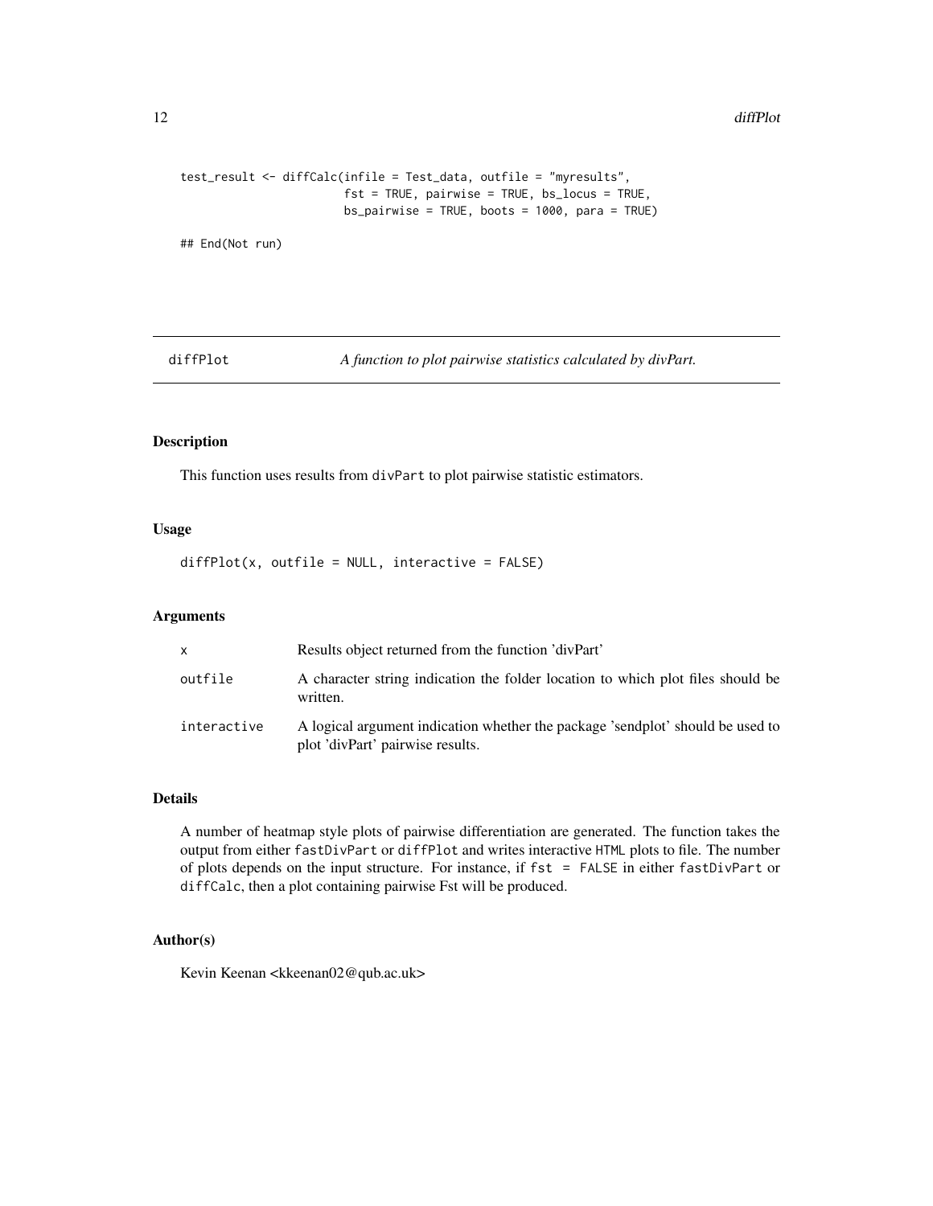```
test_result <- diffCalc(infile = Test_data, outfile = "myresults",
                        fst = TRUE, pairwise = TRUE, bs_locus = TRUE,
                        bs_pairwise = TRUE, boots = 1000, para = TRUE)

## End(Not run)
```

---

## diffPlot *A function to plot pairwise statistics calculated by divPart.*

---

### Description

This function uses results from `divPart` to plot pairwise statistic estimators.

### Usage

```
diffPlot(x, outfile = NULL, interactive = FALSE)
```

### Arguments

| | |
|---|---|
| x | Results object returned from the function 'divPart' |
| outfile | A character string indication the folder location to which plot files should be written. |
| interactive | A logical argument indication whether the package 'sendplot' should be used to plot 'divPart' pairwise results. |

### Details

A number of heatmap style plots of pairwise differentiation are generated. The function takes the output from either `fastDivPart` or `diffPlot` and writes interactive `HTML` plots to file. The number of plots depends on the input structure. For instance, if `fst = FALSE` in either `fastDivPart` or `diffCalc`, then a plot containing pairwise Fst will be produced.

### Author(s)

Kevin Keenan <kkeenan02@qub.ac.uk>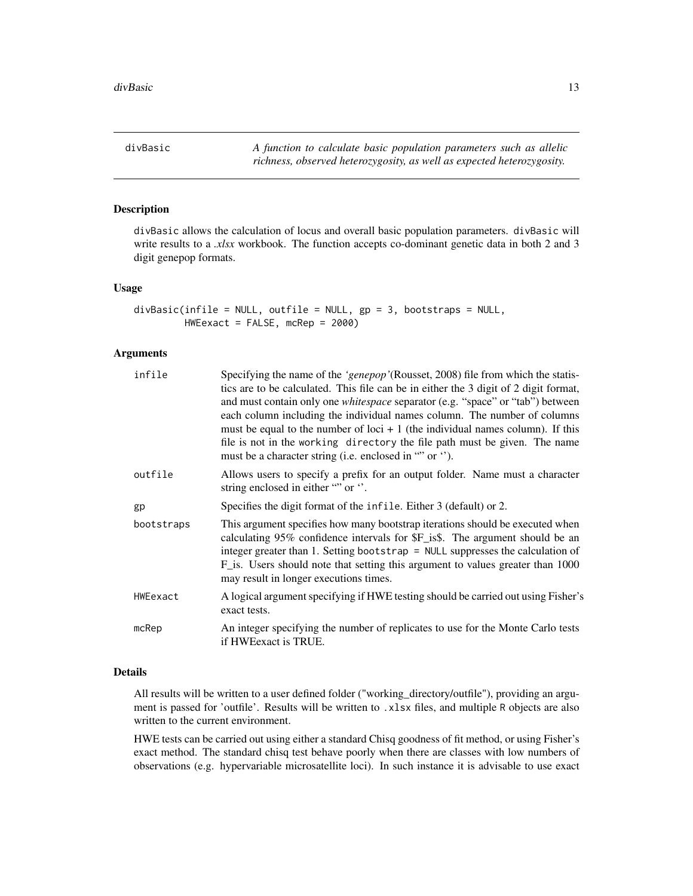## divBasic

*A function to calculate basic population parameters such as allelic richness, observed heterozygosity, as well as expected heterozygosity.*

### Description

divBasic allows the calculation of locus and overall basic population parameters. divBasic will write results to a *.xlsx* workbook. The function accepts co-dominant genetic data in both 2 and 3 digit genepop formats.

### Usage

```
divBasic(infile = NULL, outfile = NULL, gp = 3, bootstraps = NULL,
         HWEexact = FALSE, mcRep = 2000)
```

### Arguments

| | |
|---|---|
| infile | Specifying the name of the *'genepop'*(Rousset, 2008) file from which the statistics are to be calculated. This file can be in either the 3 digit of 2 digit format, and must contain only one *whitespace* separator (e.g. "space" or "tab") between each column including the individual names column. The number of columns must be equal to the number of loci + 1 (the individual names column). If this file is not in the working directory the file path must be given. The name must be a character string (i.e. enclosed in "" or ''). |
| outfile | Allows users to specify a prefix for an output folder. Name must a character string enclosed in either "" or ''. |
| gp | Specifies the digit format of the infile. Either 3 (default) or 2. |
| bootstraps | This argument specifies how many bootstrap iterations should be executed when calculating 95% confidence intervals for $F_is$. The argument should be an integer greater than 1. Setting bootstrap = NULL suppresses the calculation of F_is. Users should note that setting this argument to values greater than 1000 may result in longer executions times. |
| HWEexact | A logical argument specifying if HWE testing should be carried out using Fisher's exact tests. |
| mcRep | An integer specifying the number of replicates to use for the Monte Carlo tests if HWEexact is TRUE. |

### Details

All results will be written to a user defined folder ("working_directory/outfile"), providing an argument is passed for 'outfile'. Results will be written to .xlsx files, and multiple R objects are also written to the current environment.

HWE tests can be carried out using either a standard Chisq goodness of fit method, or using Fisher's exact method. The standard chisq test behave poorly when there are classes with low numbers of observations (e.g. hypervariable microsatellite loci). In such instance it is advisable to use exact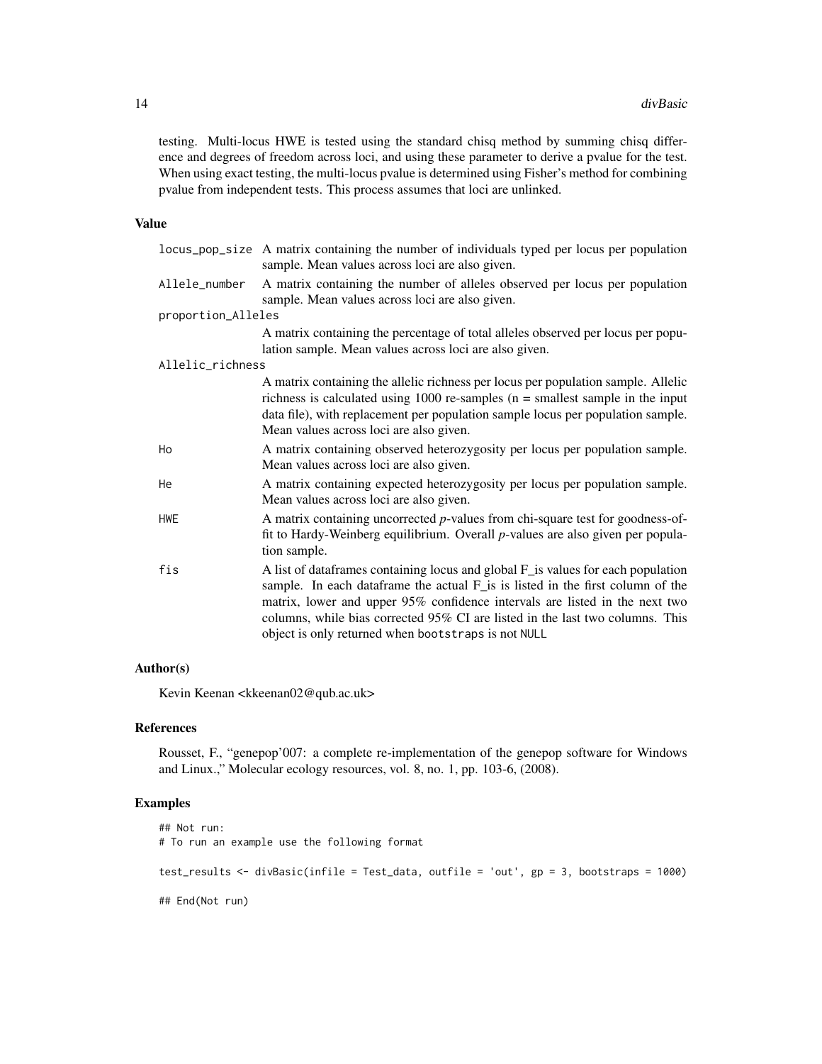testing. Multi-locus HWE is tested using the standard chisq method by summing chisq difference and degrees of freedom across loci, and using these parameter to derive a pvalue for the test. When using exact testing, the multi-locus pvalue is determined using Fisher's method for combining pvalue from independent tests. This process assumes that loci are unlinked.

## Value

- `locus_pop_size` A matrix containing the number of individuals typed per locus per population sample. Mean values across loci are also given.
- `Allele_number` A matrix containing the number of alleles observed per locus per population sample. Mean values across loci are also given.
- `proportion_Alleles` A matrix containing the percentage of total alleles observed per locus per population sample. Mean values across loci are also given.
- `Allelic_richness` A matrix containing the allelic richness per locus per population sample. Allelic richness is calculated using 1000 re-samples (n = smallest sample in the input data file), with replacement per population sample locus per population sample. Mean values across loci are also given.
- `Ho` A matrix containing observed heterozygosity per locus per population sample. Mean values across loci are also given.
- `He` A matrix containing expected heterozygosity per locus per population sample. Mean values across loci are also given.
- `HWE` A matrix containing uncorrected *p*-values from chi-square test for goodness-of-fit to Hardy-Weinberg equilibrium. Overall *p*-values are also given per population sample.
- `fis` A list of dataframes containing locus and global F_is values for each population sample. In each dataframe the actual F_is is listed in the first column of the matrix, lower and upper 95% confidence intervals are listed in the next two columns, while bias corrected 95% CI are listed in the last two columns. This object is only returned when `bootstraps` is not `NULL`

## Author(s)

Kevin Keenan <kkeenan02@qub.ac.uk>

## References

Rousset, F., "genepop'007: a complete re-implementation of the genepop software for Windows and Linux.," Molecular ecology resources, vol. 8, no. 1, pp. 103-6, (2008).

## Examples

```
## Not run:
# To run an example use the following format

test_results <- divBasic(infile = Test_data, outfile = 'out', gp = 3, bootstraps = 1000)

## End(Not run)
```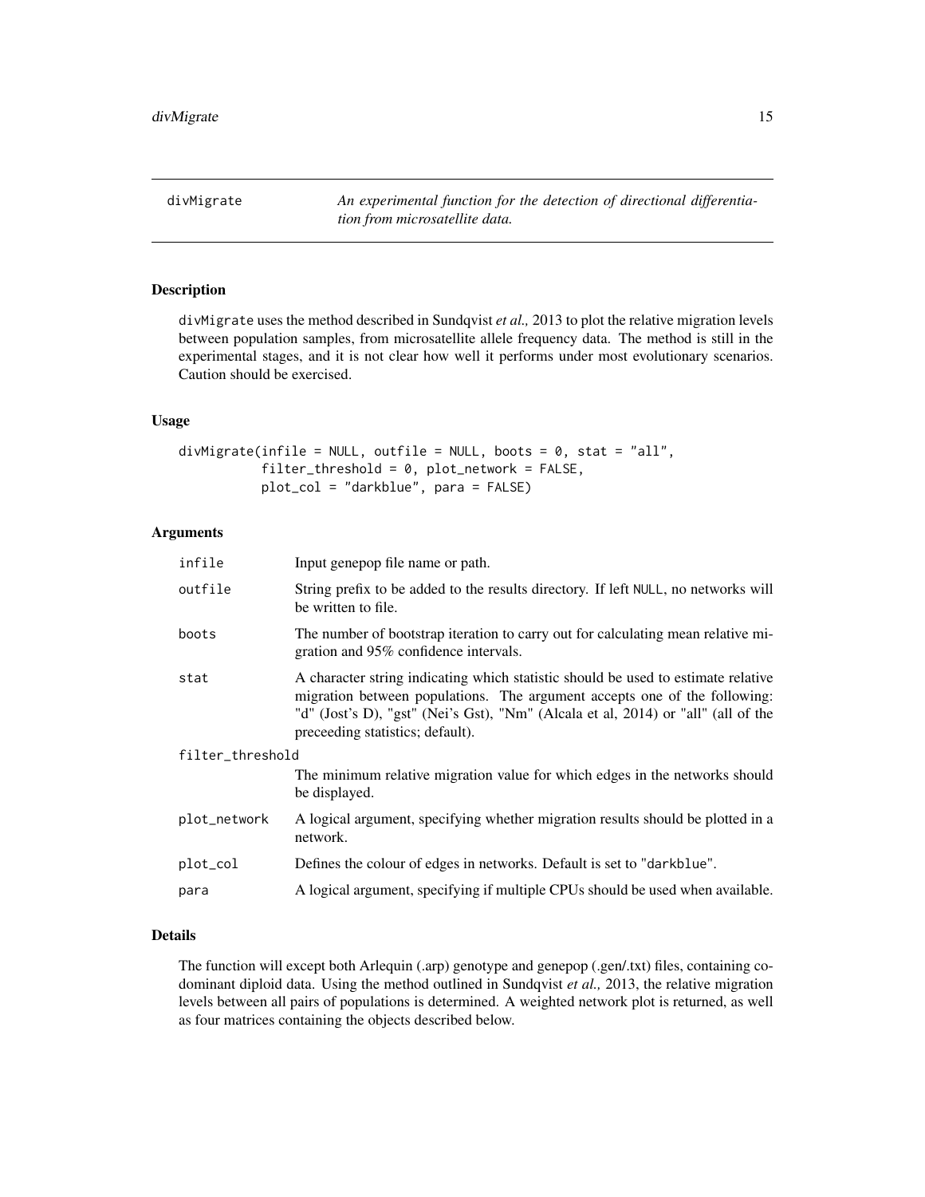divMigrate *An experimental function for the detection of directional differentiation from microsatellite data.*

## Description

divMigrate uses the method described in Sundqvist *et al.,* 2013 to plot the relative migration levels between population samples, from microsatellite allele frequency data. The method is still in the experimental stages, and it is not clear how well it performs under most evolutionary scenarios. Caution should be exercised.

## Usage

```
divMigrate(infile = NULL, outfile = NULL, boots = 0, stat = "all",
           filter_threshold = 0, plot_network = FALSE,
           plot_col = "darkblue", para = FALSE)
```

## Arguments

| | |
|---|---|
| infile | Input genepop file name or path. |
| outfile | String prefix to be added to the results directory. If left NULL, no networks will be written to file. |
| boots | The number of bootstrap iteration to carry out for calculating mean relative migration and 95% confidence intervals. |
| stat | A character string indicating which statistic should be used to estimate relative migration between populations. The argument accepts one of the following: "d" (Jost's D), "gst" (Nei's Gst), "Nm" (Alcala et al, 2014) or "all" (all of the preceeding statistics; default). |
| filter_threshold | The minimum relative migration value for which edges in the networks should be displayed. |
| plot_network | A logical argument, specifying whether migration results should be plotted in a network. |
| plot_col | Defines the colour of edges in networks. Default is set to "darkblue". |
| para | A logical argument, specifying if multiple CPUs should be used when available. |

## Details

The function will except both Arlequin (.arp) genotype and genepop (.gen/.txt) files, containing co-dominant diploid data. Using the method outlined in Sundqvist *et al.,* 2013, the relative migration levels between all pairs of populations is determined. A weighted network plot is returned, as well as four matrices containing the objects described below.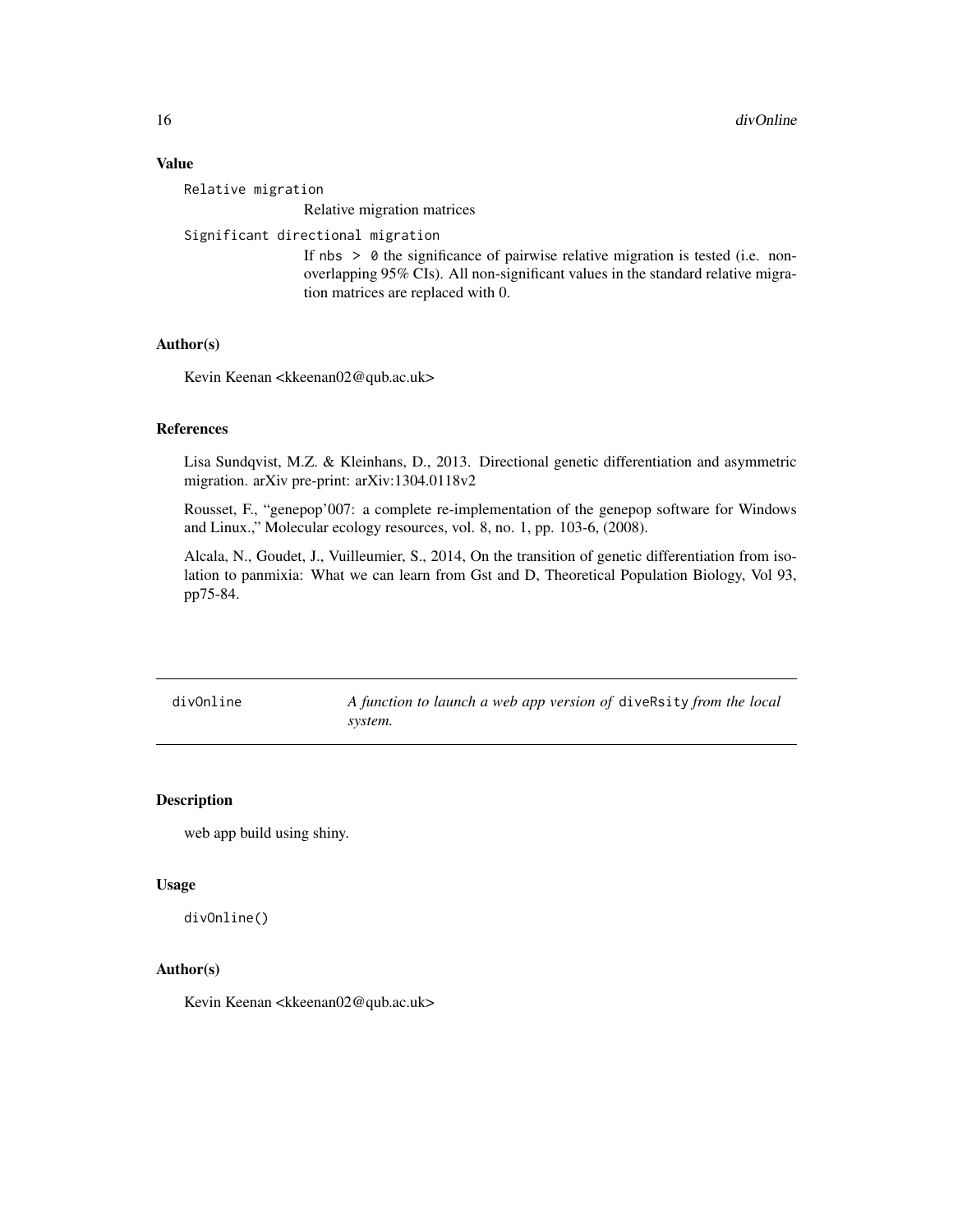### Value

`Relative migration`
: Relative migration matrices

`Significant directional migration`
: If `nbs > 0` the significance of pairwise relative migration is tested (i.e. non-overlapping 95% CIs). All non-significant values in the standard relative migration matrices are replaced with 0.

### Author(s)

Kevin Keenan <kkeenan02@qub.ac.uk>

### References

Lisa Sundqvist, M.Z. & Kleinhans, D., 2013. Directional genetic differentiation and asymmetric migration. arXiv pre-print: arXiv:1304.0118v2

Rousset, F., "genepop'007: a complete re-implementation of the genepop software for Windows and Linux.," Molecular ecology resources, vol. 8, no. 1, pp. 103-6, (2008).

Alcala, N., Goudet, J., Vuilleumier, S., 2014, On the transition of genetic differentiation from isolation to panmixia: What we can learn from Gst and D, Theoretical Population Biology, Vol 93, pp75-84.

---

## divOnline — *A function to launch a web app version of* `diveRsity` *from the local system.*

---

### Description

web app build using shiny.

### Usage

```
divOnline()
```

### Author(s)

Kevin Keenan <kkeenan02@qub.ac.uk>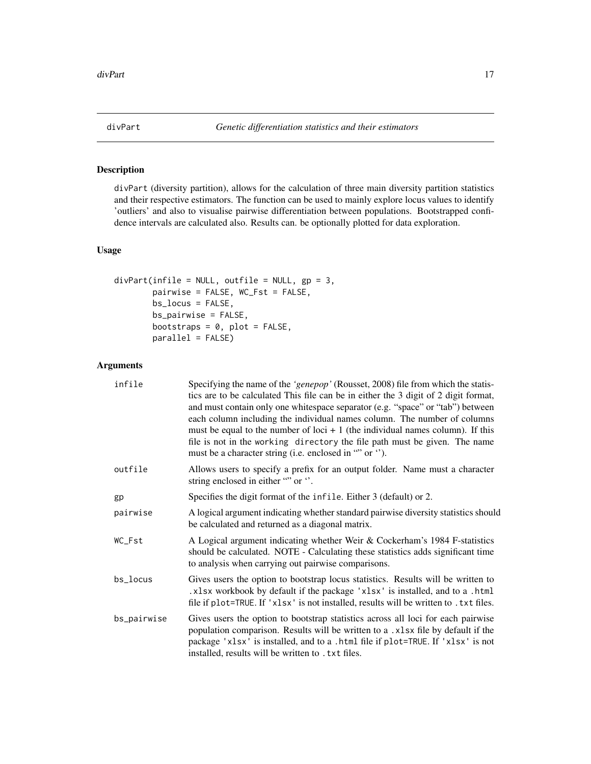# divPart — *Genetic differentiation statistics and their estimators*

## Description

divPart (diversity partition), allows for the calculation of three main diversity partition statistics and their respective estimators. The function can be used to mainly explore locus values to identify 'outliers' and also to visualise pairwise differentiation between populations. Bootstrapped confidence intervals are calculated also. Results can. be optionally plotted for data exploration.

## Usage

```
divPart(infile = NULL, outfile = NULL, gp = 3,
        pairwise = FALSE, WC_Fst = FALSE,
        bs_locus = FALSE,
        bs_pairwise = FALSE,
        bootstraps = 0, plot = FALSE,
        parallel = FALSE)
```

## Arguments

| | |
|---|---|
| infile | Specifying the name of the *'genepop'* (Rousset, 2008) file from which the statistics are to be calculated This file can be in either the 3 digit of 2 digit format, and must contain only one whitespace separator (e.g. "space" or "tab") between each column including the individual names column. The number of columns must be equal to the number of loci + 1 (the individual names column). If this file is not in the working directory the file path must be given. The name must be a character string (i.e. enclosed in "" or ''). |
| outfile | Allows users to specify a prefix for an output folder. Name must a character string enclosed in either "" or ''. |
| gp | Specifies the digit format of the infile. Either 3 (default) or 2. |
| pairwise | A logical argument indicating whether standard pairwise diversity statistics should be calculated and returned as a diagonal matrix. |
| WC_Fst | A Logical argument indicating whether Weir & Cockerham's 1984 F-statistics should be calculated. NOTE - Calculating these statistics adds significant time to analysis when carrying out pairwise comparisons. |
| bs_locus | Gives users the option to bootstrap locus statistics. Results will be written to .xlsx workbook by default if the package 'xlsx' is installed, and to a .html file if plot=TRUE. If 'xlsx' is not installed, results will be written to .txt files. |
| bs_pairwise | Gives users the option to bootstrap statistics across all loci for each pairwise population comparison. Results will be written to a .xlsx file by default if the package 'xlsx' is installed, and to a .html file if plot=TRUE. If 'xlsx' is not installed, results will be written to .txt files. |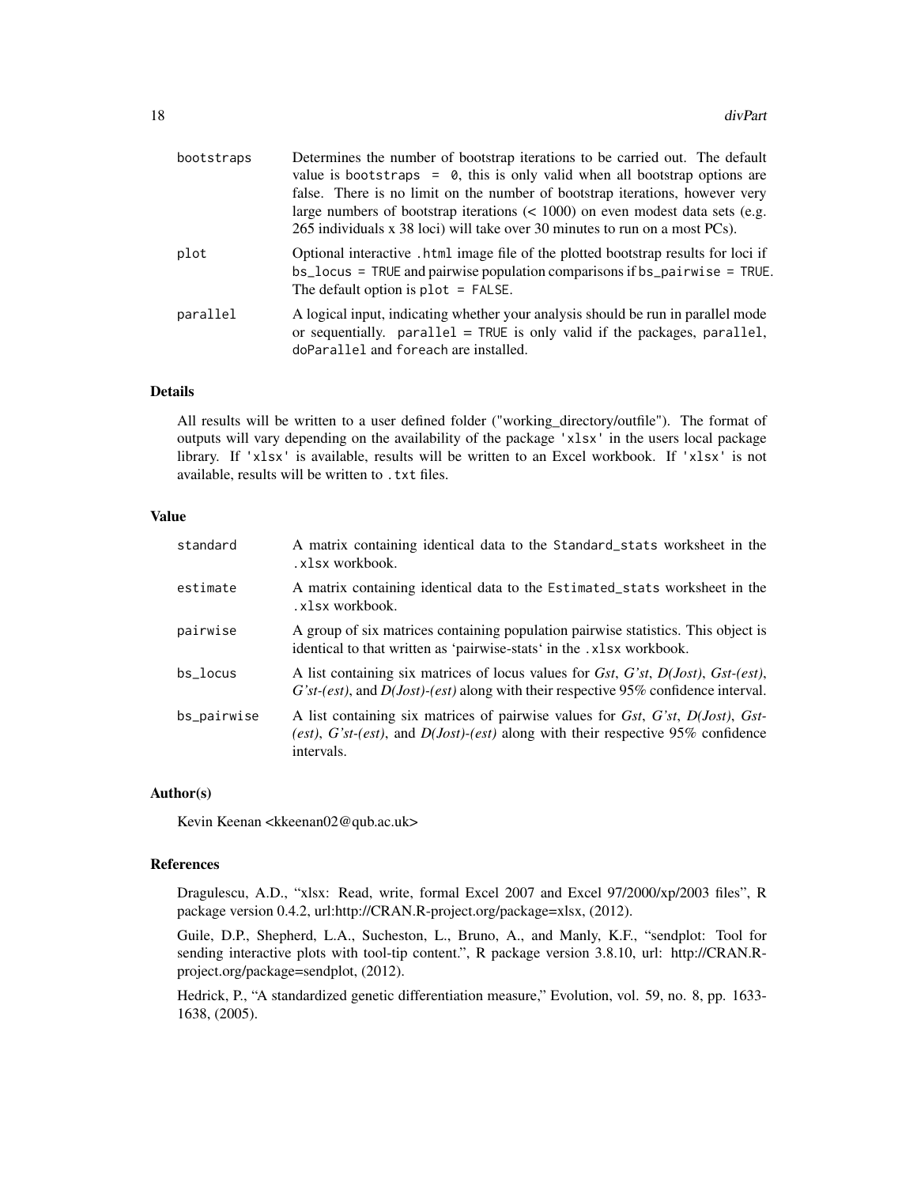| | |
|---|---|
| `bootstraps` | Determines the number of bootstrap iterations to be carried out. The default value is `bootstraps = 0`, this is only valid when all bootstrap options are false. There is no limit on the number of bootstrap iterations, however very large numbers of bootstrap iterations (< 1000) on even modest data sets (e.g. 265 individuals x 38 loci) will take over 30 minutes to run on a most PCs). |
| `plot` | Optional interactive `.html` image file of the plotted bootstrap results for loci if `bs_locus = TRUE` and pairwise population comparisons if `bs_pairwise = TRUE`. The default option is `plot = FALSE`. |
| `parallel` | A logical input, indicating whether your analysis should be run in parallel mode or sequentially. `parallel = TRUE` is only valid if the packages, `parallel`, `doParallel` and `foreach` are installed. |

## Details

All results will be written to a user defined folder ("working_directory/outfile"). The format of outputs will vary depending on the availability of the package `'xlsx'` in the users local package library. If `'xlsx'` is available, results will be written to an Excel workbook. If `'xlsx'` is not available, results will be written to `.txt` files.

## Value

| | |
|---|---|
| `standard` | A matrix containing identical data to the `Standard_stats` worksheet in the `.xlsx` workbook. |
| `estimate` | A matrix containing identical data to the `Estimated_stats` worksheet in the `.xlsx` workbook. |
| `pairwise` | A group of six matrices containing population pairwise statistics. This object is identical to that written as 'pairwise-stats' in the `.xlsx` workbook. |
| `bs_locus` | A list containing six matrices of locus values for *Gst*, *G'st*, *D(Jost)*, *Gst-(est)*, *G'st-(est)*, and *D(Jost)-(est)* along with their respective 95% confidence interval. |
| `bs_pairwise` | A list containing six matrices of pairwise values for *Gst*, *G'st*, *D(Jost)*, *Gst-(est)*, *G'st-(est)*, and *D(Jost)-(est)* along with their respective 95% confidence intervals. |

## Author(s)

Kevin Keenan <kkeenan02@qub.ac.uk>

## References

Dragulescu, A.D., "xlsx: Read, write, formal Excel 2007 and Excel 97/2000/xp/2003 files", R package version 0.4.2, url:http://CRAN.R-project.org/package=xlsx, (2012).

Guile, D.P., Shepherd, L.A., Sucheston, L., Bruno, A., and Manly, K.F., "sendplot: Tool for sending interactive plots with tool-tip content.", R package version 3.8.10, url: http://CRAN.R-project.org/package=sendplot, (2012).

Hedrick, P., "A standardized genetic differentiation measure," Evolution, vol. 59, no. 8, pp. 1633-1638, (2005).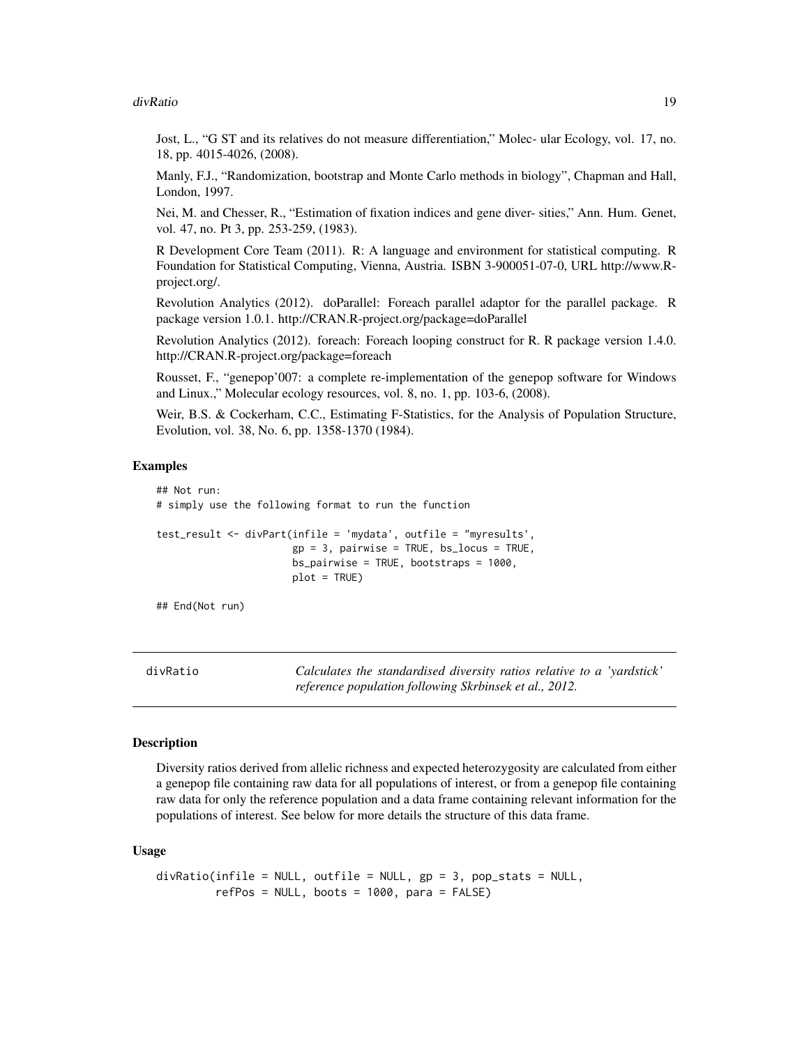Jost, L., "G ST and its relatives do not measure differentiation," Molec- ular Ecology, vol. 17, no. 18, pp. 4015-4026, (2008).

Manly, F.J., "Randomization, bootstrap and Monte Carlo methods in biology", Chapman and Hall, London, 1997.

Nei, M. and Chesser, R., "Estimation of fixation indices and gene diver- sities," Ann. Hum. Genet, vol. 47, no. Pt 3, pp. 253-259, (1983).

R Development Core Team (2011). R: A language and environment for statistical computing. R Foundation for Statistical Computing, Vienna, Austria. ISBN 3-900051-07-0, URL http://www.R-project.org/.

Revolution Analytics (2012). doParallel: Foreach parallel adaptor for the parallel package. R package version 1.0.1. http://CRAN.R-project.org/package=doParallel

Revolution Analytics (2012). foreach: Foreach looping construct for R. R package version 1.4.0. http://CRAN.R-project.org/package=foreach

Rousset, F., "genepop'007: a complete re-implementation of the genepop software for Windows and Linux.," Molecular ecology resources, vol. 8, no. 1, pp. 103-6, (2008).

Weir, B.S. & Cockerham, C.C., Estimating F-Statistics, for the Analysis of Population Structure, Evolution, vol. 38, No. 6, pp. 1358-1370 (1984).

### Examples

```
## Not run:
# simply use the following format to run the function

test_result <- divPart(infile = 'mydata', outfile = "myresults',
                       gp = 3, pairwise = TRUE, bs_locus = TRUE,
                       bs_pairwise = TRUE, bootstraps = 1000,
                       plot = TRUE)

## End(Not run)
```

---

## divRatio

*Calculates the standardised diversity ratios relative to a 'yardstick' reference population following Skrbinsek et al., 2012.*

### Description

Diversity ratios derived from allelic richness and expected heterozygosity are calculated from either a genepop file containing raw data for all populations of interest, or from a genepop file containing raw data for only the reference population and a data frame containing relevant information for the populations of interest. See below for more details the structure of this data frame.

### Usage

```
divRatio(infile = NULL, outfile = NULL, gp = 3, pop_stats = NULL,
         refPos = NULL, boots = 1000, para = FALSE)
```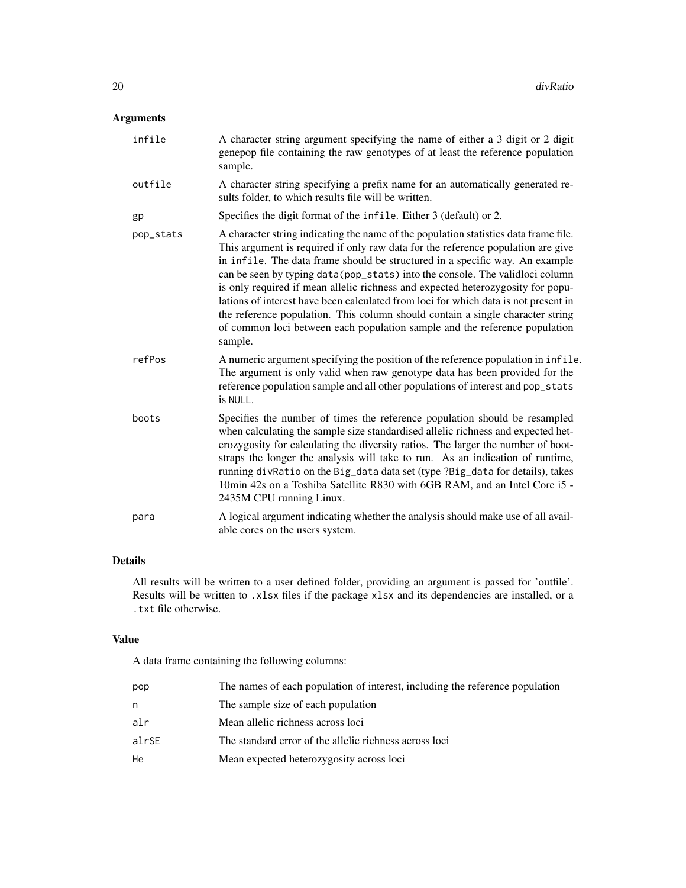## Arguments

| | |
|---|---|
| infile | A character string argument specifying the name of either a 3 digit or 2 digit genepop file containing the raw genotypes of at least the reference population sample. |
| outfile | A character string specifying a prefix name for an automatically generated results folder, to which results file will be written. |
| gp | Specifies the digit format of the `infile`. Either 3 (default) or 2. |
| pop_stats | A character string indicating the name of the population statistics data frame file. This argument is required if only raw data for the reference population are give in `infile`. The data frame should be structured in a specific way. An example can be seen by typing `data(pop_stats)` into the console. The validloci column is only required if mean allelic richness and expected heterozygosity for populations of interest have been calculated from loci for which data is not present in the reference population. This column should contain a single character string of common loci between each population sample and the reference population sample. |
| refPos | A numeric argument specifying the position of the reference population in `infile`. The argument is only valid when raw genotype data has been provided for the reference population sample and all other populations of interest and `pop_stats` is `NULL`. |
| boots | Specifies the number of times the reference population should be resampled when calculating the sample size standardised allelic richness and expected heterozygosity for calculating the diversity ratios. The larger the number of bootstraps the longer the analysis will take to run. As an indication of runtime, running `divRatio` on the `Big_data` data set (type `?Big_data` for details), takes 10min 42s on a Toshiba Satellite R830 with 6GB RAM, and an Intel Core i5 - 2435M CPU running Linux. |
| para | A logical argument indicating whether the analysis should make use of all available cores on the users system. |

## Details

All results will be written to a user defined folder, providing an argument is passed for 'outfile'. Results will be written to `.xlsx` files if the package `xlsx` and its dependencies are installed, or a `.txt` file otherwise.

## Value

A data frame containing the following columns:

| | |
|---|---|
| pop | The names of each population of interest, including the reference population |
| n | The sample size of each population |
| alr | Mean allelic richness across loci |
| alrSE | The standard error of the allelic richness across loci |
| He | Mean expected heterozygosity across loci |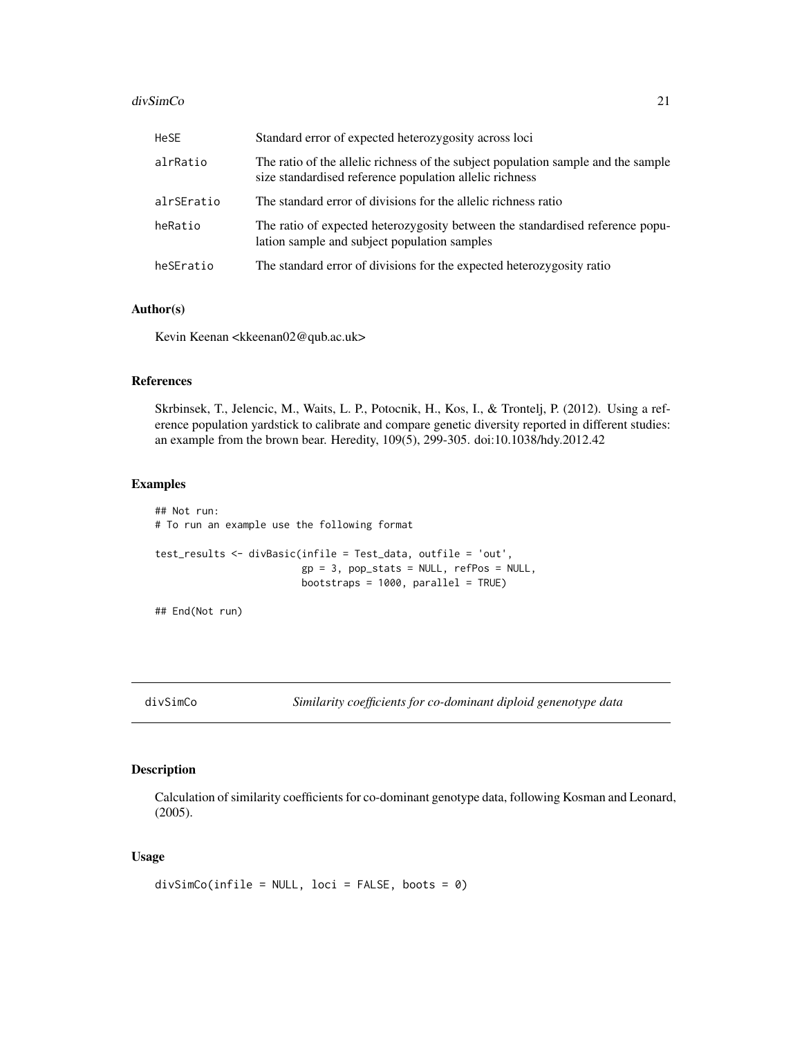| | |
|---|---|
| HeSE | Standard error of expected heterozygosity across loci |
| alrRatio | The ratio of the allelic richness of the subject population sample and the sample size standardised reference population allelic richness |
| alrSEratio | The standard error of divisions for the allelic richness ratio |
| heRatio | The ratio of expected heterozygosity between the standardised reference population sample and subject population samples |
| heSEratio | The standard error of divisions for the expected heterozygosity ratio |

### Author(s)

Kevin Keenan <kkeenan02@qub.ac.uk>

### References

Skrbinsek, T., Jelencic, M., Waits, L. P., Potocnik, H., Kos, I., & Trontelj, P. (2012). Using a reference population yardstick to calibrate and compare genetic diversity reported in different studies: an example from the brown bear. Heredity, 109(5), 299-305. doi:10.1038/hdy.2012.42

### Examples

```
## Not run:
# To run an example use the following format

test_results <- divBasic(infile = Test_data, outfile = 'out',
                         gp = 3, pop_stats = NULL, refPos = NULL,
                         bootstraps = 1000, parallel = TRUE)

## End(Not run)
```

---

## divSimCo — *Similarity coefficients for co-dominant diploid genenotype data*

### Description

Calculation of similarity coefficients for co-dominant genotype data, following Kosman and Leonard, (2005).

### Usage

```
divSimCo(infile = NULL, loci = FALSE, boots = 0)
```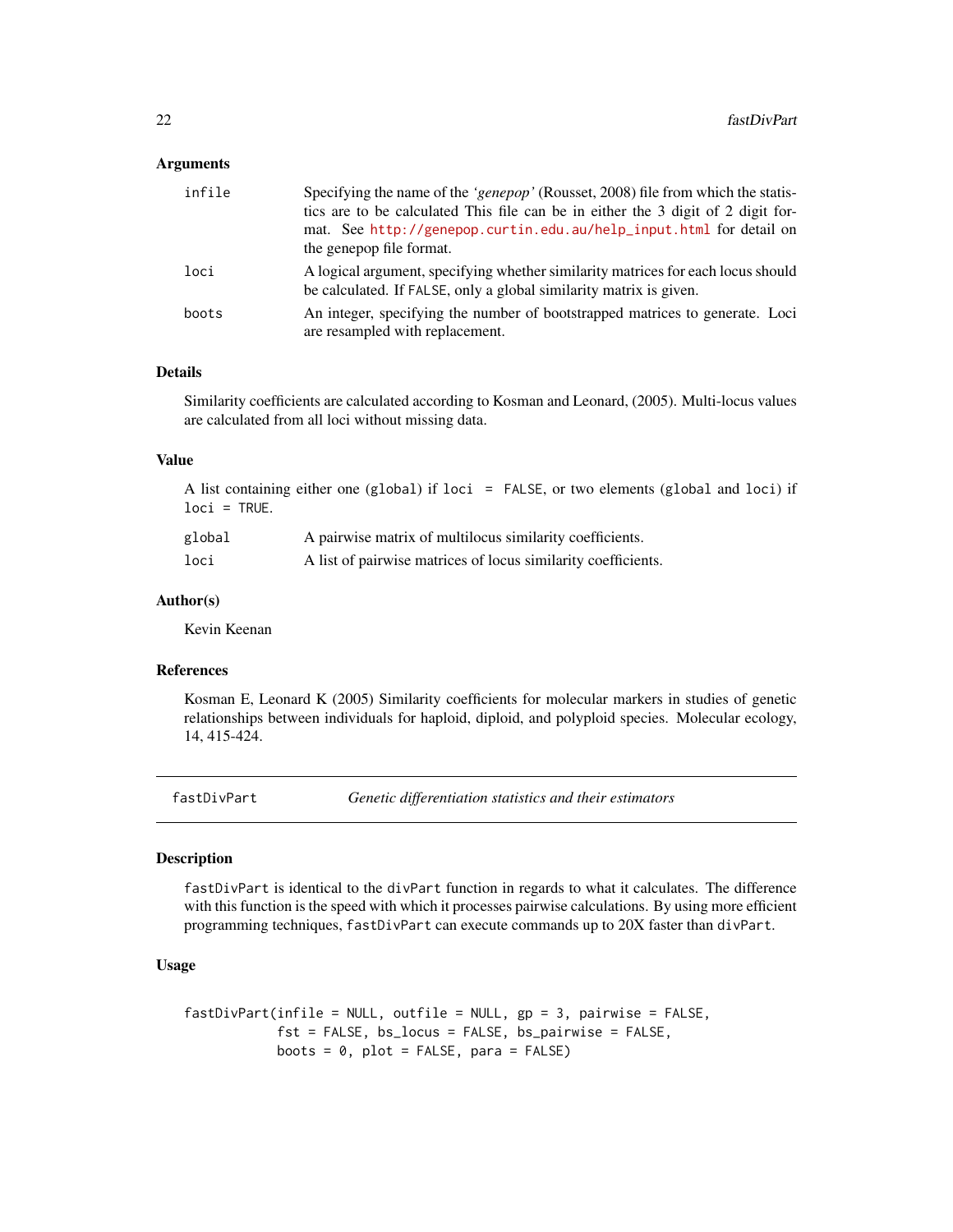### Arguments

| | |
|---|---|
| infile | Specifying the name of the *'genepop'* (Rousset, 2008) file from which the statistics are to be calculated This file can be in either the 3 digit of 2 digit format. See http://genepop.curtin.edu.au/help_input.html for detail on the genepop file format. |
| loci | A logical argument, specifying whether similarity matrices for each locus should be calculated. If FALSE, only a global similarity matrix is given. |
| boots | An integer, specifying the number of bootstrapped matrices to generate. Loci are resampled with replacement. |

### Details

Similarity coefficients are calculated according to Kosman and Leonard, (2005). Multi-locus values are calculated from all loci without missing data.

### Value

A list containing either one (global) if loci = FALSE, or two elements (global and loci) if loci = TRUE.

| | |
|---|---|
| global | A pairwise matrix of multilocus similarity coefficients. |
| loci | A list of pairwise matrices of locus similarity coefficients. |

### Author(s)

Kevin Keenan

### References

Kosman E, Leonard K (2005) Similarity coefficients for molecular markers in studies of genetic relationships between individuals for haploid, diploid, and polyploid species. Molecular ecology, 14, 415-424.

---

## fastDivPart — *Genetic differentiation statistics and their estimators*

### Description

fastDivPart is identical to the divPart function in regards to what it calculates. The difference with this function is the speed with which it processes pairwise calculations. By using more efficient programming techniques, fastDivPart can execute commands up to 20X faster than divPart.

### Usage

```
fastDivPart(infile = NULL, outfile = NULL, gp = 3, pairwise = FALSE,
            fst = FALSE, bs_locus = FALSE, bs_pairwise = FALSE,
            boots = 0, plot = FALSE, para = FALSE)
```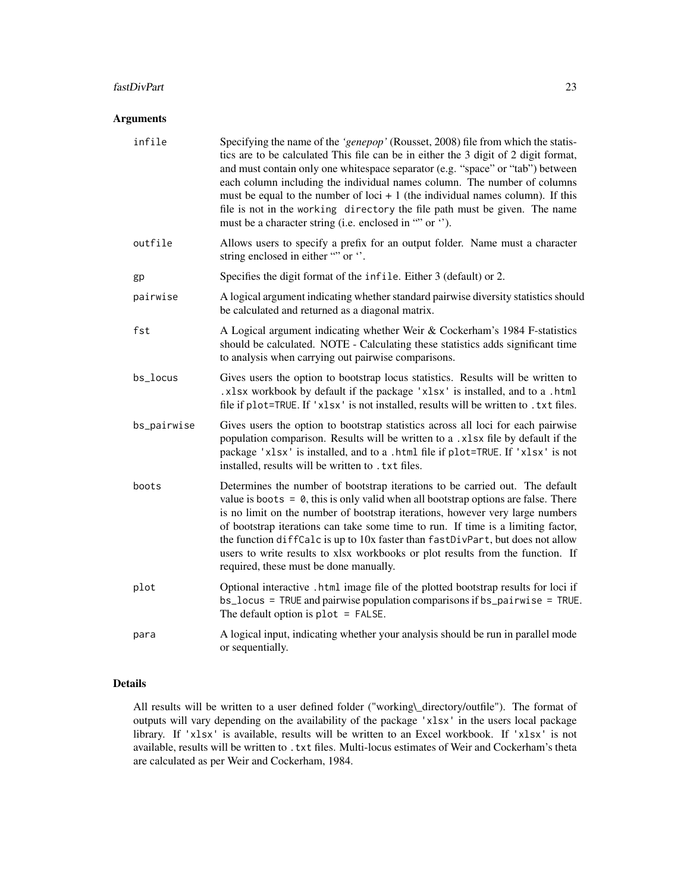## Arguments

| | |
|---|---|
| `infile` | Specifying the name of the *'genepop'* (Rousset, 2008) file from which the statistics are to be calculated This file can be in either the 3 digit of 2 digit format, and must contain only one whitespace separator (e.g. "space" or "tab") between each column including the individual names column. The number of columns must be equal to the number of loci + 1 (the individual names column). If this file is not in the `working directory` the file path must be given. The name must be a character string (i.e. enclosed in "" or ''). |
| `outfile` | Allows users to specify a prefix for an output folder. Name must a character string enclosed in either "" or ''. |
| `gp` | Specifies the digit format of the `infile`. Either 3 (default) or 2. |
| `pairwise` | A logical argument indicating whether standard pairwise diversity statistics should be calculated and returned as a diagonal matrix. |
| `fst` | A Logical argument indicating whether Weir & Cockerham's 1984 F-statistics should be calculated. NOTE - Calculating these statistics adds significant time to analysis when carrying out pairwise comparisons. |
| `bs_locus` | Gives users the option to bootstrap locus statistics. Results will be written to `.xlsx` workbook by default if the package `'xlsx'` is installed, and to a `.html` file if `plot=TRUE`. If `'xlsx'` is not installed, results will be written to `.txt` files. |
| `bs_pairwise` | Gives users the option to bootstrap statistics across all loci for each pairwise population comparison. Results will be written to a `.xlsx` file by default if the package `'xlsx'` is installed, and to a `.html` file if `plot=TRUE`. If `'xlsx'` is not installed, results will be written to `.txt` files. |
| `boots` | Determines the number of bootstrap iterations to be carried out. The default value is `boots = 0`, this is only valid when all bootstrap options are false. There is no limit on the number of bootstrap iterations, however very large numbers of bootstrap iterations can take some time to run. If time is a limiting factor, the function `diffCalc` is up to 10x faster than `fastDivPart`, but does not allow users to write results to xlsx workbooks or plot results from the function. If required, these must be done manually. |
| `plot` | Optional interactive `.html` image file of the plotted bootstrap results for loci if `bs_locus = TRUE` and pairwise population comparisons if `bs_pairwise = TRUE`. The default option is `plot = FALSE`. |
| `para` | A logical input, indicating whether your analysis should be run in parallel mode or sequentially. |

## Details

All results will be written to a user defined folder ("working_directory/outfile"). The format of outputs will vary depending on the availability of the package `'xlsx'` in the users local package library. If `'xlsx'` is available, results will be written to an Excel workbook. If `'xlsx'` is not available, results will be written to `.txt` files. Multi-locus estimates of Weir and Cockerham's theta are calculated as per Weir and Cockerham, 1984.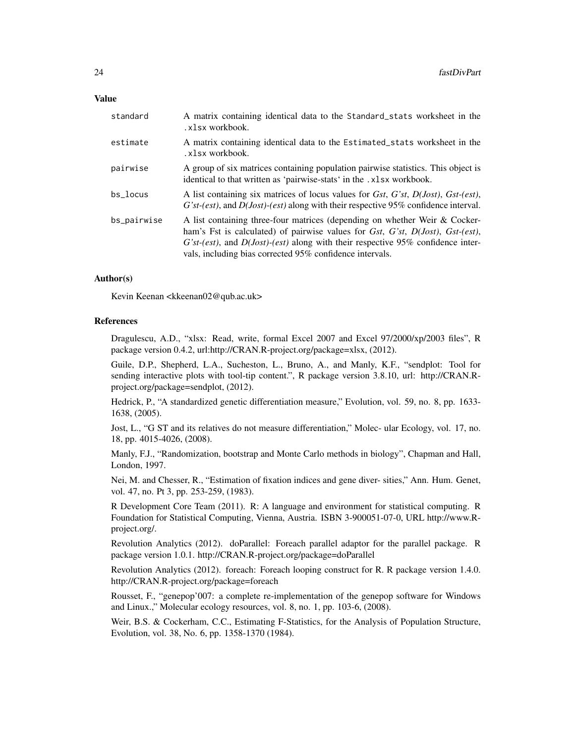## Value

**standard** A matrix containing identical data to the `Standard_stats` worksheet in the `.xlsx` workbook.

**estimate** A matrix containing identical data to the `Estimated_stats` worksheet in the `.xlsx` workbook.

**pairwise** A group of six matrices containing population pairwise statistics. This object is identical to that written as 'pairwise-stats' in the `.xlsx` workbook.

**bs_locus** A list containing six matrices of locus values for *Gst*, *G'st*, *D(Jost)*, *Gst-(est)*, *G'st-(est)*, and *D(Jost)-(est)* along with their respective 95% confidence interval.

**bs_pairwise** A list containing three-four matrices (depending on whether Weir & Cockerham's Fst is calculated) of pairwise values for *Gst*, *G'st*, *D(Jost)*, *Gst-(est)*, *G'st-(est)*, and *D(Jost)-(est)* along with their respective 95% confidence intervals, including bias corrected 95% confidence intervals.

## Author(s)

Kevin Keenan <kkeenan02@qub.ac.uk>

## References

Dragulescu, A.D., "xlsx: Read, write, formal Excel 2007 and Excel 97/2000/xp/2003 files", R package version 0.4.2, url:http://CRAN.R-project.org/package=xlsx, (2012).

Guile, D.P., Shepherd, L.A., Sucheston, L., Bruno, A., and Manly, K.F., "sendplot: Tool for sending interactive plots with tool-tip content.", R package version 3.8.10, url: http://CRAN.R-project.org/package=sendplot, (2012).

Hedrick, P., "A standardized genetic differentiation measure," Evolution, vol. 59, no. 8, pp. 1633-1638, (2005).

Jost, L., "G ST and its relatives do not measure differentiation," Molec- ular Ecology, vol. 17, no. 18, pp. 4015-4026, (2008).

Manly, F.J., "Randomization, bootstrap and Monte Carlo methods in biology", Chapman and Hall, London, 1997.

Nei, M. and Chesser, R., "Estimation of fixation indices and gene diver- sities," Ann. Hum. Genet, vol. 47, no. Pt 3, pp. 253-259, (1983).

R Development Core Team (2011). R: A language and environment for statistical computing. R Foundation for Statistical Computing, Vienna, Austria. ISBN 3-900051-07-0, URL http://www.R-project.org/.

Revolution Analytics (2012). doParallel: Foreach parallel adaptor for the parallel package. R package version 1.0.1. http://CRAN.R-project.org/package=doParallel

Revolution Analytics (2012). foreach: Foreach looping construct for R. R package version 1.4.0. http://CRAN.R-project.org/package=foreach

Rousset, F., "genepop'007: a complete re-implementation of the genepop software for Windows and Linux.," Molecular ecology resources, vol. 8, no. 1, pp. 103-6, (2008).

Weir, B.S. & Cockerham, C.C., Estimating F-Statistics, for the Analysis of Population Structure, Evolution, vol. 38, No. 6, pp. 1358-1370 (1984).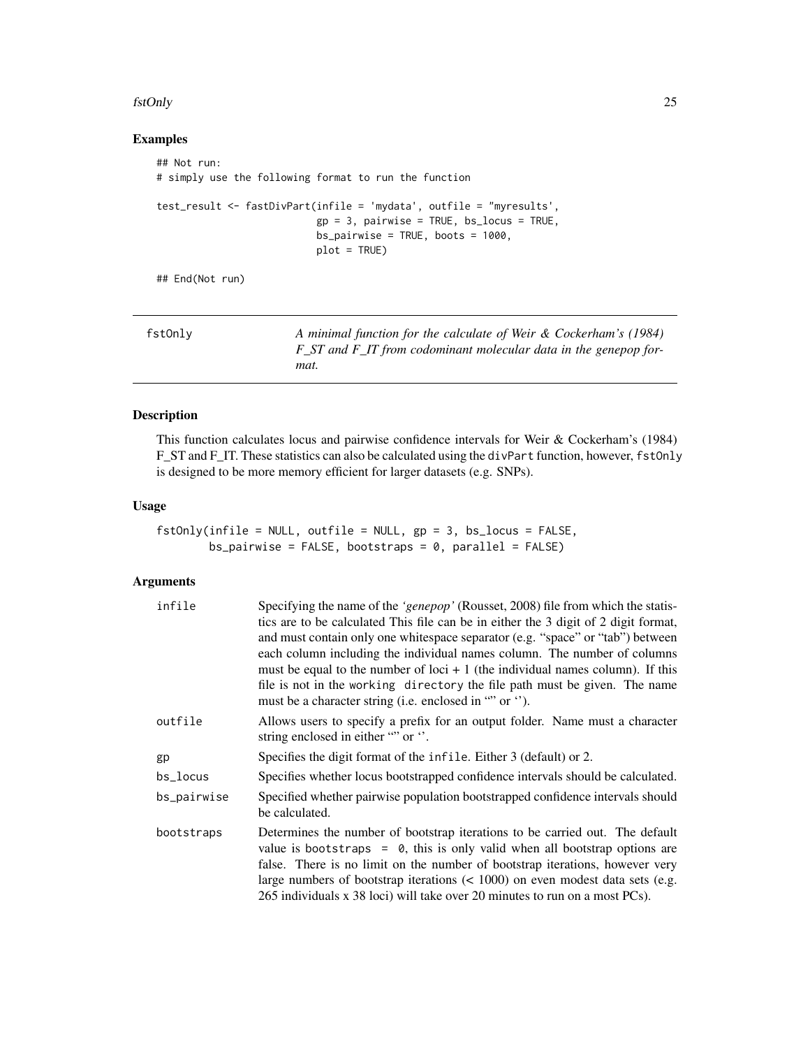## Examples

```
## Not run:
# simply use the following format to run the function

test_result <- fastDivPart(infile = 'mydata', outfile = "myresults',
                           gp = 3, pairwise = TRUE, bs_locus = TRUE,
                           bs_pairwise = TRUE, boots = 1000,
                           plot = TRUE)

## End(Not run)
```

---

# fstOnly

*A minimal function for the calculate of Weir & Cockerham's (1984) F_ST and F_IT from codominant molecular data in the genepop format.*

---

## Description

This function calculates locus and pairwise confidence intervals for Weir & Cockerham's (1984) F_ST and F_IT. These statistics can also be calculated using the `divPart` function, however, `fstOnly` is designed to be more memory efficient for larger datasets (e.g. SNPs).

## Usage

```
fstOnly(infile = NULL, outfile = NULL, gp = 3, bs_locus = FALSE,
        bs_pairwise = FALSE, bootstraps = 0, parallel = FALSE)
```

## Arguments

| | |
|---|---|
| infile | Specifying the name of the *'genepop'* (Rousset, 2008) file from which the statistics are to be calculated This file can be in either the 3 digit of 2 digit format, and must contain only one whitespace separator (e.g. "space" or "tab") between each column including the individual names column. The number of columns must be equal to the number of loci + 1 (the individual names column). If this file is not in the `working directory` the file path must be given. The name must be a character string (i.e. enclosed in "" or ''). |
| outfile | Allows users to specify a prefix for an output folder. Name must a character string enclosed in either "" or ''. |
| gp | Specifies the digit format of the `infile`. Either 3 (default) or 2. |
| bs_locus | Specifies whether locus bootstrapped confidence intervals should be calculated. |
| bs_pairwise | Specified whether pairwise population bootstrapped confidence intervals should be calculated. |
| bootstraps | Determines the number of bootstrap iterations to be carried out. The default value is `bootstraps = 0`, this is only valid when all bootstrap options are false. There is no limit on the number of bootstrap iterations, however very large numbers of bootstrap iterations (< 1000) on even modest data sets (e.g. 265 individuals x 38 loci) will take over 20 minutes to run on a most PCs). |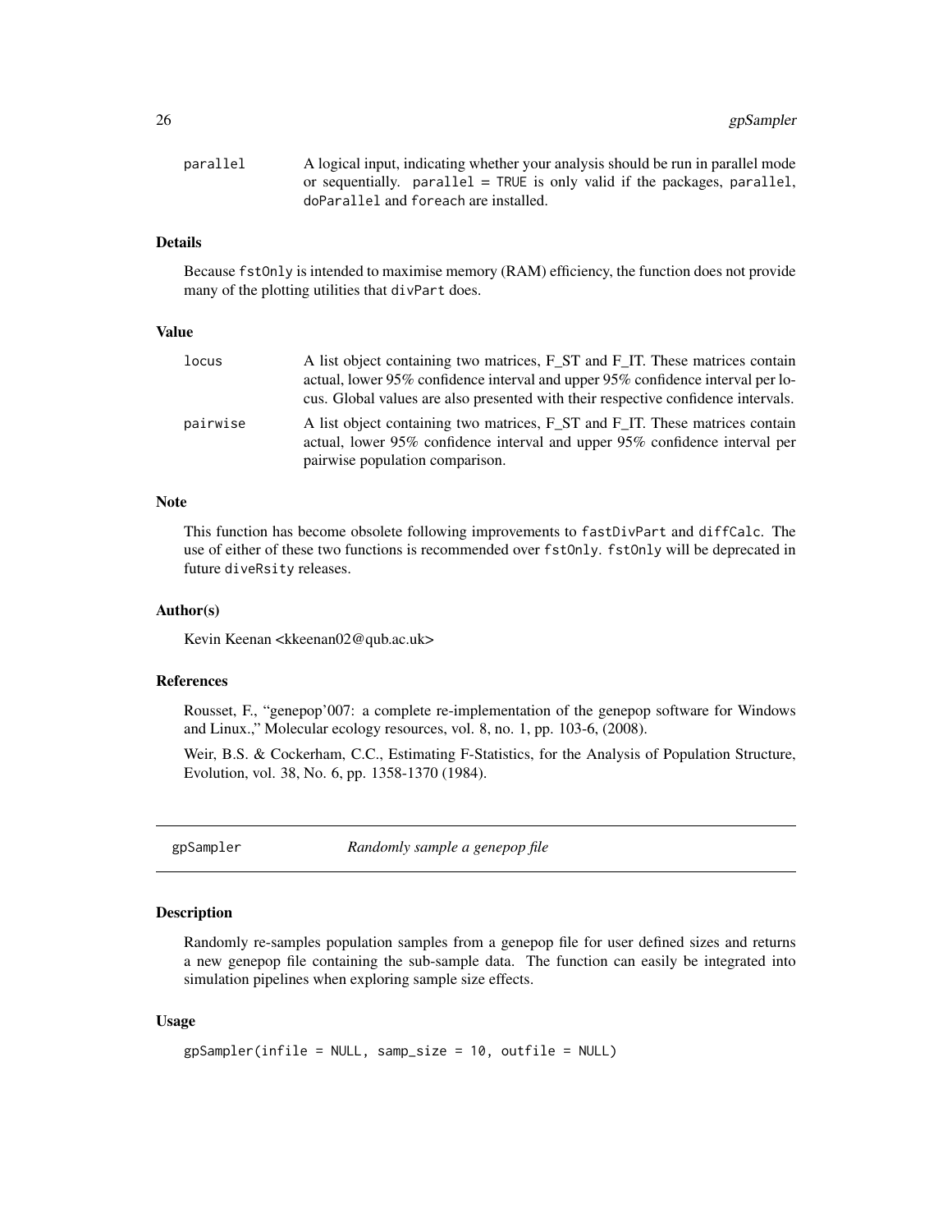parallel — A logical input, indicating whether your analysis should be run in parallel mode or sequentially. `parallel = TRUE` is only valid if the packages, `parallel`, `doParallel` and `foreach` are installed.

### Details

Because `fstOnly` is intended to maximise memory (RAM) efficiency, the function does not provide many of the plotting utilities that `divPart` does.

### Value

| | |
|---|---|
| locus | A list object containing two matrices, F_ST and F_IT. These matrices contain actual, lower 95% confidence interval and upper 95% confidence interval per locus. Global values are also presented with their respective confidence intervals. |
| pairwise | A list object containing two matrices, F_ST and F_IT. These matrices contain actual, lower 95% confidence interval and upper 95% confidence interval per pairwise population comparison. |

### Note

This function has become obsolete following improvements to `fastDivPart` and `diffCalc`. The use of either of these two functions is recommended over `fstOnly`. `fstOnly` will be deprecated in future `diveRsity` releases.

### Author(s)

Kevin Keenan <kkeenan02@qub.ac.uk>

### References

Rousset, F., "genepop'007: a complete re-implementation of the genepop software for Windows and Linux.," Molecular ecology resources, vol. 8, no. 1, pp. 103-6, (2008).

Weir, B.S. & Cockerham, C.C., Estimating F-Statistics, for the Analysis of Population Structure, Evolution, vol. 38, No. 6, pp. 1358-1370 (1984).

## gpSampler — *Randomly sample a genepop file*

### Description

Randomly re-samples population samples from a genepop file for user defined sizes and returns a new genepop file containing the sub-sample data. The function can easily be integrated into simulation pipelines when exploring sample size effects.

### Usage

```
gpSampler(infile = NULL, samp_size = 10, outfile = NULL)
```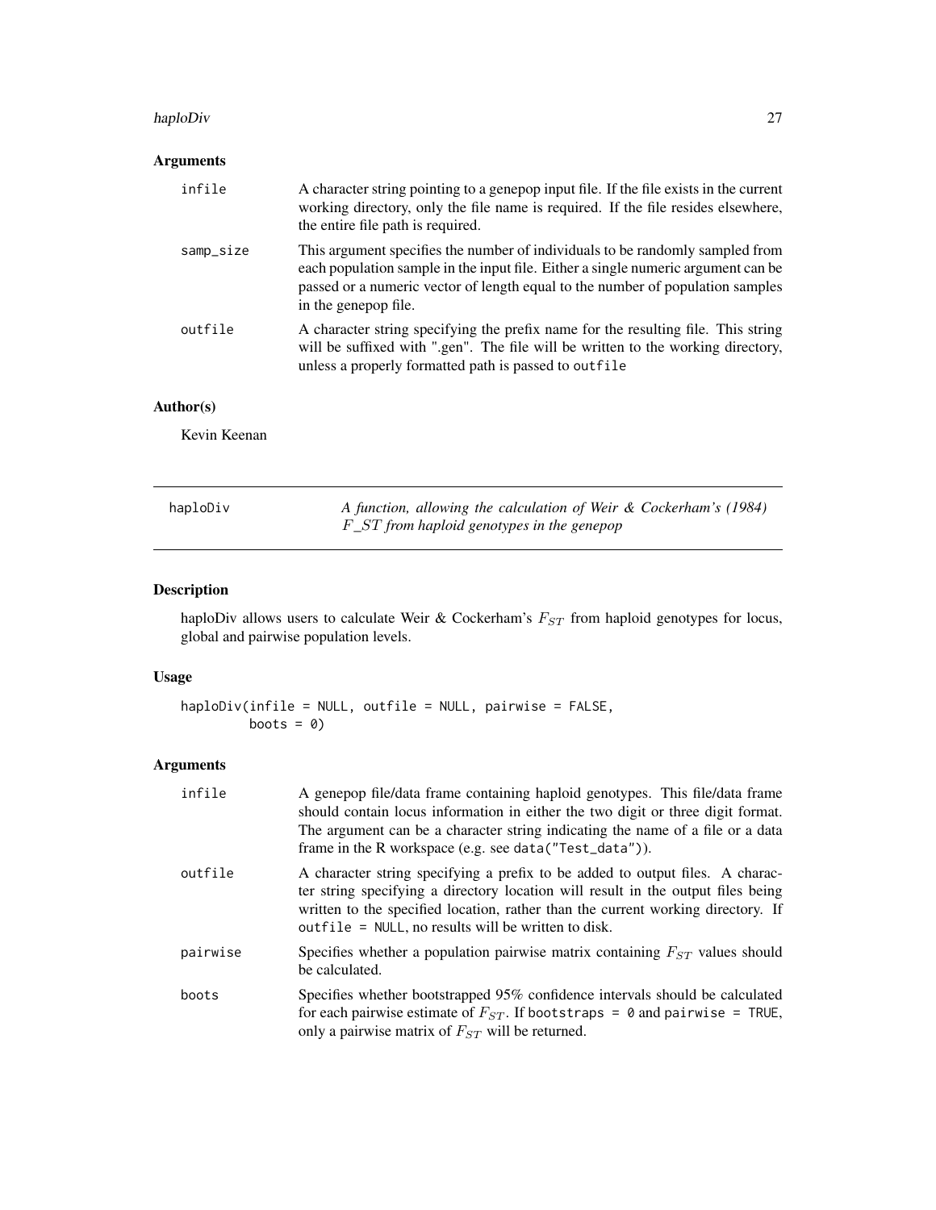## Arguments

| | |
|---|---|
| infile | A character string pointing to a genepop input file. If the file exists in the current working directory, only the file name is required. If the file resides elsewhere, the entire file path is required. |
| samp_size | This argument specifies the number of individuals to be randomly sampled from each population sample in the input file. Either a single numeric argument can be passed or a numeric vector of length equal to the number of population samples in the genepop file. |
| outfile | A character string specifying the prefix name for the resulting file. This string will be suffixed with ".gen". The file will be written to the working directory, unless a properly formatted path is passed to `outfile` |

## Author(s)

Kevin Keenan

---

# haploDiv — *A function, allowing the calculation of Weir & Cockerham's (1984) F_ST from haploid genotypes in the genepop*

## Description

haploDiv allows users to calculate Weir & Cockerham's $F_{ST}$ from haploid genotypes for locus, global and pairwise population levels.

## Usage

```
haploDiv(infile = NULL, outfile = NULL, pairwise = FALSE,
         boots = 0)
```

## Arguments

| | |
|---|---|
| infile | A genepop file/data frame containing haploid genotypes. This file/data frame should contain locus information in either the two digit or three digit format. The argument can be a character string indicating the name of a file or a data frame in the R workspace (e.g. see `data("Test_data")`). |
| outfile | A character string specifying a prefix to be added to output files. A character string specifying a directory location will result in the output files being written to the specified location, rather than the current working directory. If `outfile = NULL`, no results will be written to disk. |
| pairwise | Specifies whether a population pairwise matrix containing $F_{ST}$ values should be calculated. |
| boots | Specifies whether bootstrapped 95% confidence intervals should be calculated for each pairwise estimate of $F_{ST}$. If `bootstraps = 0` and `pairwise = TRUE`, only a pairwise matrix of $F_{ST}$ will be returned. |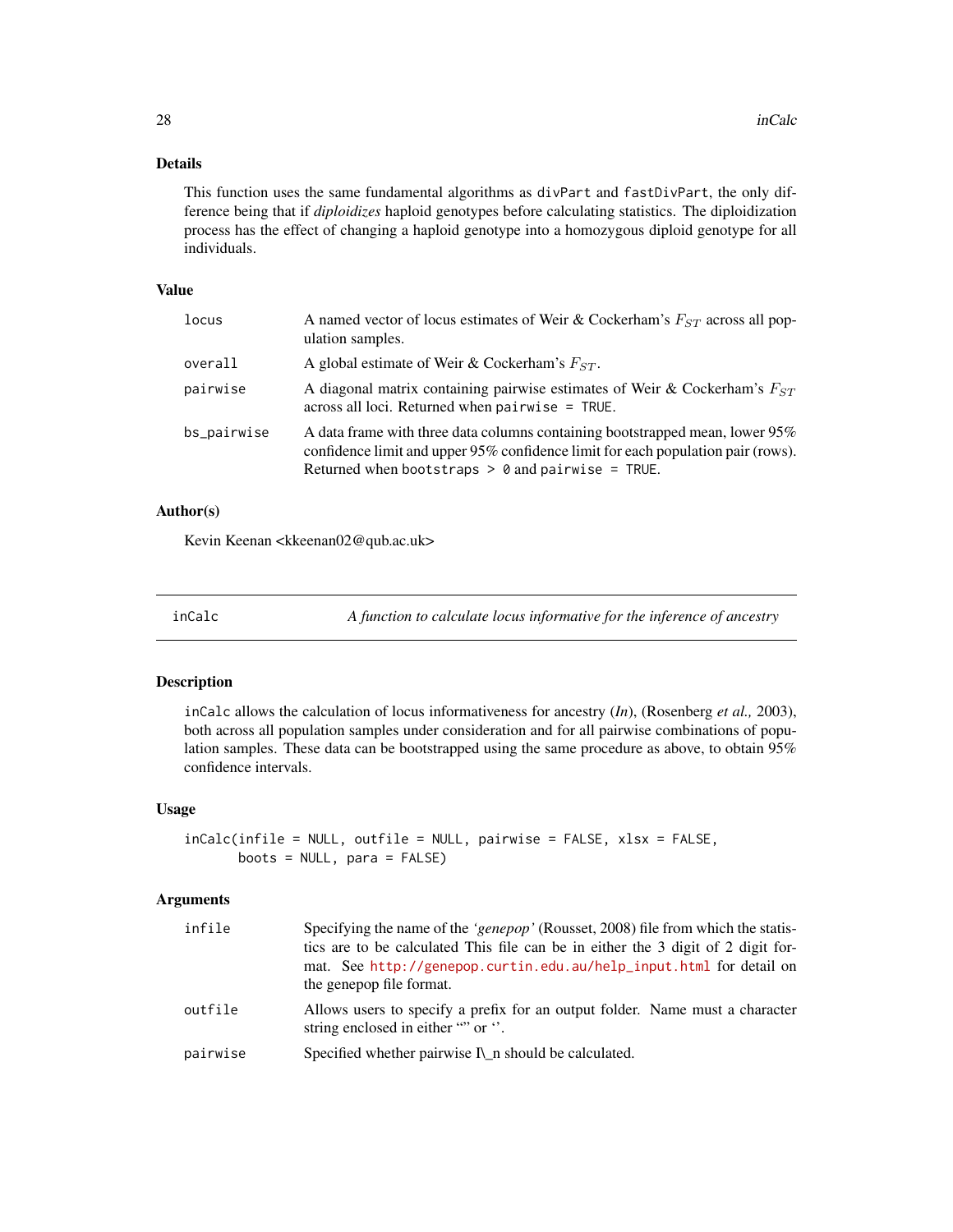## Details

This function uses the same fundamental algorithms as `divPart` and `fastDivPart`, the only difference being that if *diploidizes* haploid genotypes before calculating statistics. The diploidization process has the effect of changing a haploid genotype into a homozygous diploid genotype for all individuals.

## Value

| | |
|---|---|
| `locus` | A named vector of locus estimates of Weir & Cockerham's $F_{ST}$ across all population samples. |
| `overall` | A global estimate of Weir & Cockerham's $F_{ST}$. |
| `pairwise` | A diagonal matrix containing pairwise estimates of Weir & Cockerham's $F_{ST}$ across all loci. Returned when `pairwise = TRUE`. |
| `bs_pairwise` | A data frame with three data columns containing bootstrapped mean, lower 95% confidence limit and upper 95% confidence limit for each population pair (rows). Returned when `bootstraps > 0` and `pairwise = TRUE`. |

## Author(s)

Kevin Keenan <kkeenan02@qub.ac.uk>

---

# inCalc — *A function to calculate locus informative for the inference of ancestry*

## Description

`inCalc` allows the calculation of locus informativeness for ancestry (*In*), (Rosenberg *et al.,* 2003), both across all population samples under consideration and for all pairwise combinations of population samples. These data can be bootstrapped using the same procedure as above, to obtain 95% confidence intervals.

## Usage

```
inCalc(infile = NULL, outfile = NULL, pairwise = FALSE, xlsx = FALSE,
       boots = NULL, para = FALSE)
```

## Arguments

| | |
|---|---|
| `infile` | Specifying the name of the *'genepop'* (Rousset, 2008) file from which the statistics are to be calculated This file can be in either the 3 digit of 2 digit format. See http://genepop.curtin.edu.au/help_input.html for detail on the genepop file format. |
| `outfile` | Allows users to specify a prefix for an output folder. Name must a character string enclosed in either "" or ''. |
| `pairwise` | Specified whether pairwise I\_n should be calculated. |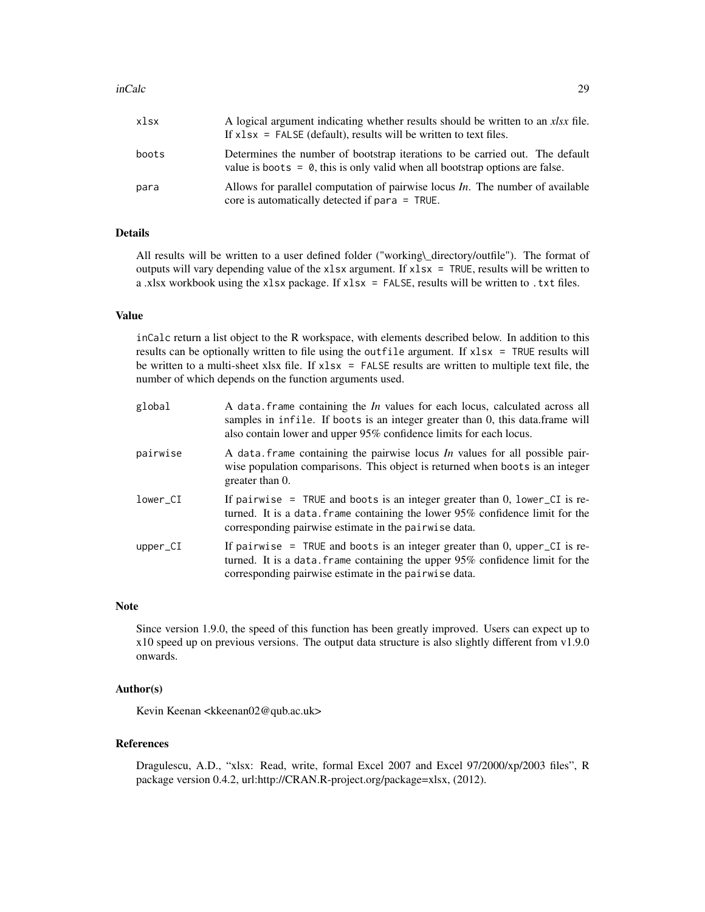| | |
|---|---|
| xlsx | A logical argument indicating whether results should be written to an *xlsx* file. If `xlsx = FALSE` (default), results will be written to text files. |
| boots | Determines the number of bootstrap iterations to be carried out. The default value is `boots = 0`, this is only valid when all bootstrap options are false. |
| para | Allows for parallel computation of pairwise locus *In*. The number of available core is automatically detected if `para = TRUE`. |

### Details

All results will be written to a user defined folder ("working\_directory/outfile"). The format of outputs will vary depending value of the `xlsx` argument. If `xlsx = TRUE`, results will be written to a .xlsx workbook using the `xlsx` package. If `xlsx = FALSE`, results will be written to `.txt` files.

### Value

`inCalc` return a list object to the R workspace, with elements described below. In addition to this results can be optionally written to file using the `outfile` argument. If `xlsx = TRUE` results will be written to a multi-sheet xlsx file. If `xlsx = FALSE` results are written to multiple text file, the number of which depends on the function arguments used.

| | |
|---|---|
| global | A `data.frame` containing the *In* values for each locus, calculated across all samples in `infile`. If `boots` is an integer greater than 0, this data.frame will also contain lower and upper 95% confidence limits for each locus. |
| pairwise | A `data.frame` containing the pairwise locus *In* values for all possible pairwise population comparisons. This object is returned when `boots` is an integer greater than 0. |
| lower_CI | If `pairwise = TRUE` and `boots` is an integer greater than 0, `lower_CI` is returned. It is a `data.frame` containing the lower 95% confidence limit for the corresponding pairwise estimate in the `pairwise` data. |
| upper_CI | If `pairwise = TRUE` and `boots` is an integer greater than 0, `upper_CI` is returned. It is a `data.frame` containing the upper 95% confidence limit for the corresponding pairwise estimate in the `pairwise` data. |

### Note

Since version 1.9.0, the speed of this function has been greatly improved. Users can expect up to x10 speed up on previous versions. The output data structure is also slightly different from v1.9.0 onwards.

### Author(s)

Kevin Keenan <kkeenan02@qub.ac.uk>

### References

Dragulescu, A.D., "xlsx: Read, write, formal Excel 2007 and Excel 97/2000/xp/2003 files", R package version 0.4.2, url:http://CRAN.R-project.org/package=xlsx, (2012).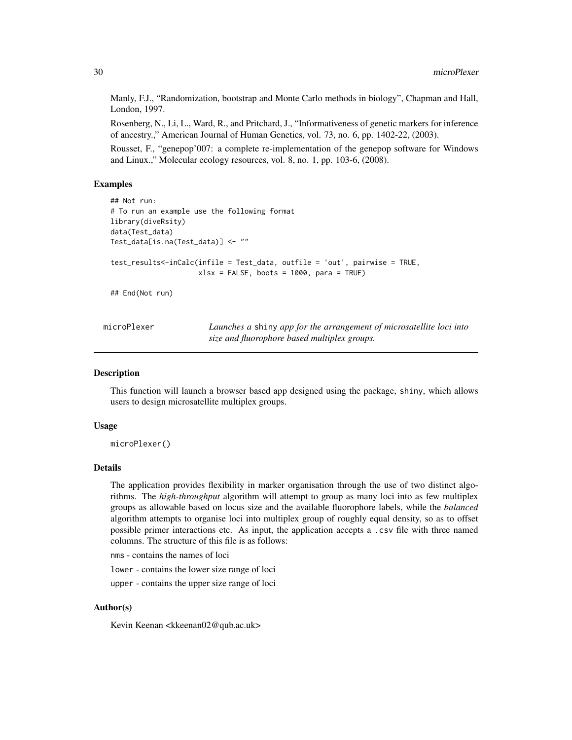Manly, F.J., "Randomization, bootstrap and Monte Carlo methods in biology", Chapman and Hall, London, 1997.

Rosenberg, N., Li, L., Ward, R., and Pritchard, J., "Informativeness of genetic markers for inference of ancestry.," American Journal of Human Genetics, vol. 73, no. 6, pp. 1402-22, (2003).

Rousset, F., "genepop'007: a complete re-implementation of the genepop software for Windows and Linux.," Molecular ecology resources, vol. 8, no. 1, pp. 103-6, (2008).

### Examples

```
## Not run:
# To run an example use the following format
library(diveRsity)
data(Test_data)
Test_data[is.na(Test_data)] <- ""

test_results<-inCalc(infile = Test_data, outfile = 'out', pairwise = TRUE,
                     xlsx = FALSE, boots = 1000, para = TRUE)

## End(Not run)
```

---

## microPlexer — *Launches a* shiny *app for the arrangement of microsatellite loci into size and fluorophore based multiplex groups.*

### Description

This function will launch a browser based app designed using the package, shiny, which allows users to design microsatellite multiplex groups.

### Usage

```
microPlexer()
```

### Details

The application provides flexibility in marker organisation through the use of two distinct algorithms. The *high-throughput* algorithm will attempt to group as many loci into as few multiplex groups as allowable based on locus size and the available fluorophore labels, while the *balanced* algorithm attempts to organise loci into multiplex group of roughly equal density, so as to offset possible primer interactions etc. As input, the application accepts a .csv file with three named columns. The structure of this file is as follows:

nms - contains the names of loci

lower - contains the lower size range of loci

upper - contains the upper size range of loci

### Author(s)

Kevin Keenan <kkeenan02@qub.ac.uk>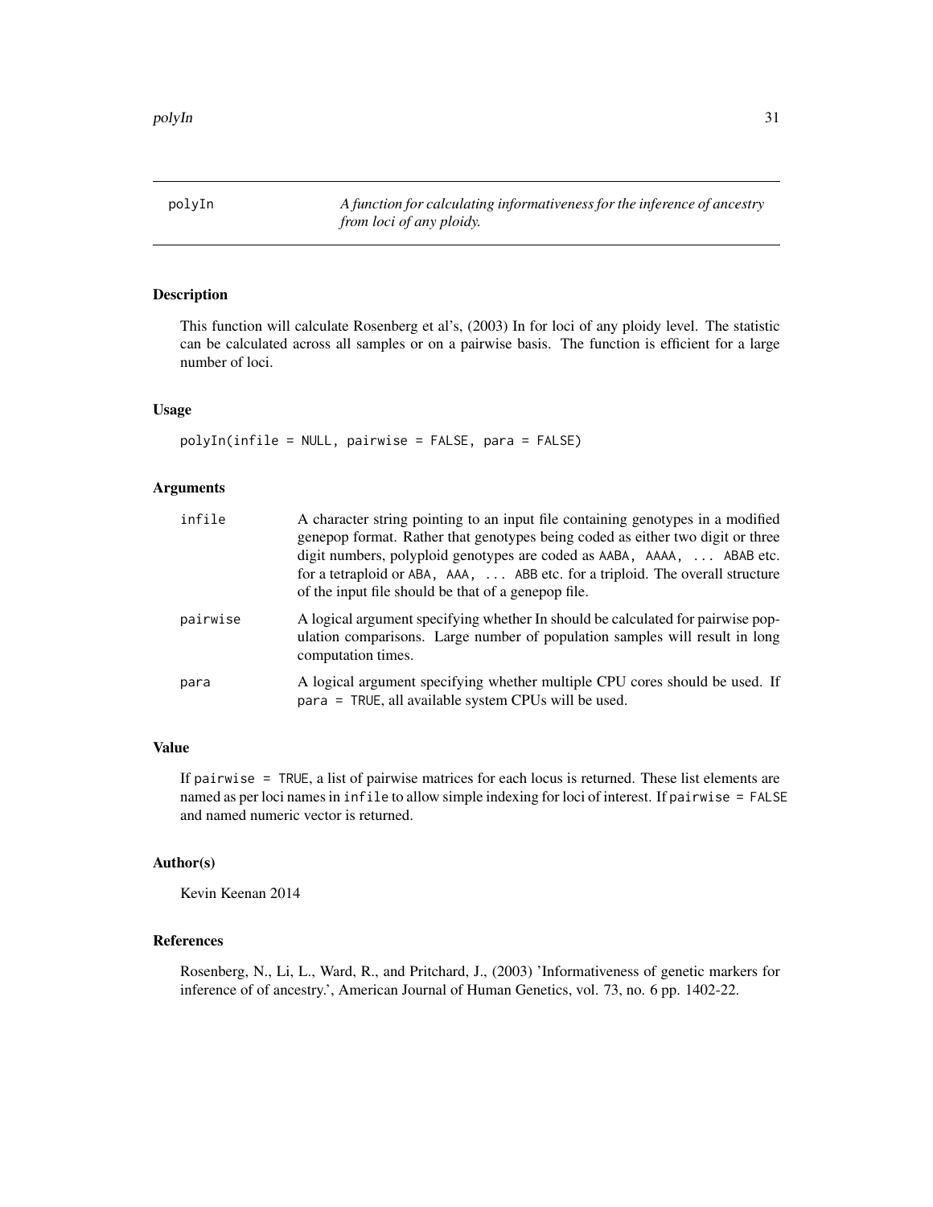## polyIn

*A function for calculating informativeness for the inference of ancestry from loci of any ploidy.*

### Description

This function will calculate Rosenberg et al's, (2003) In for loci of any ploidy level. The statistic can be calculated across all samples or on a pairwise basis. The function is efficient for a large number of loci.

### Usage

```
polyIn(infile = NULL, pairwise = FALSE, para = FALSE)
```

### Arguments

| | |
|---|---|
| infile | A character string pointing to an input file containing genotypes in a modified genepop format. Rather that genotypes being coded as either two digit or three digit numbers, polyploid genotypes are coded as `AABA, AAAA, ... ABAB` etc. for a tetraploid or `ABA, AAA, ... ABB` etc. for a triploid. The overall structure of the input file should be that of a genepop file. |
| pairwise | A logical argument specifying whether In should be calculated for pairwise population comparisons. Large number of population samples will result in long computation times. |
| para | A logical argument specifying whether multiple CPU cores should be used. If `para = TRUE`, all available system CPUs will be used. |

### Value

If `pairwise = TRUE`, a list of pairwise matrices for each locus is returned. These list elements are named as per loci names in `infile` to allow simple indexing for loci of interest. If `pairwise = FALSE` and named numeric vector is returned.

### Author(s)

Kevin Keenan 2014

### References

Rosenberg, N., Li, L., Ward, R., and Pritchard, J., (2003) 'Informativeness of genetic markers for inference of of ancestry.', American Journal of Human Genetics, vol. 73, no. 6 pp. 1402-22.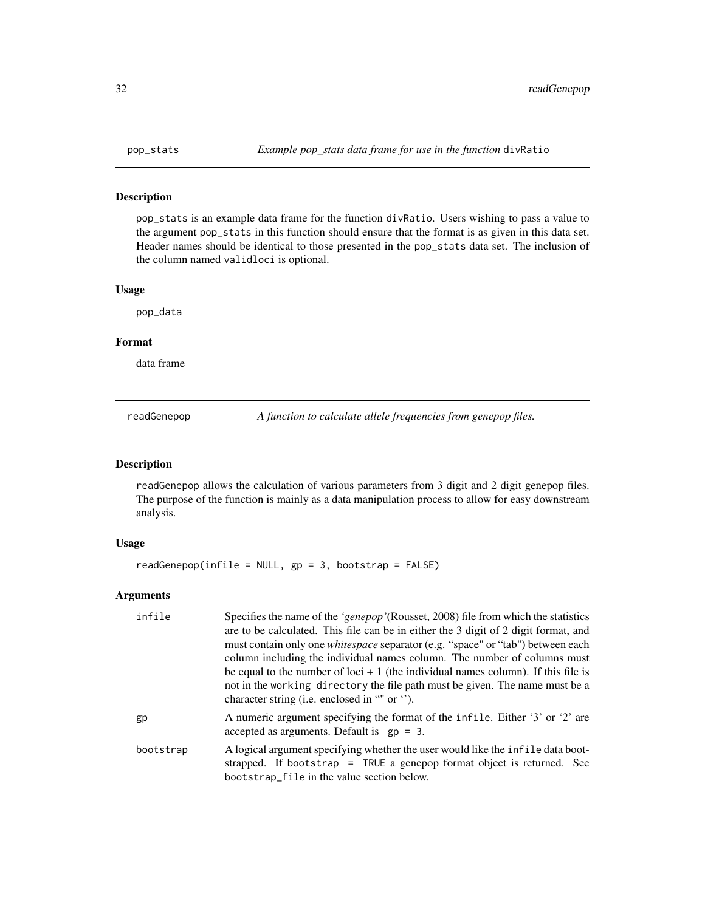## pop_stats — *Example pop_stats data frame for use in the function* `divRatio`

### Description

`pop_stats` is an example data frame for the function `divRatio`. Users wishing to pass a value to the argument `pop_stats` in this function should ensure that the format is as given in this data set. Header names should be identical to those presented in the `pop_stats` data set. The inclusion of the column named `validloci` is optional.

### Usage

```
pop_data
```

### Format

data frame

## readGenepop — *A function to calculate allele frequencies from genepop files.*

### Description

`readGenepop` allows the calculation of various parameters from 3 digit and 2 digit genepop files. The purpose of the function is mainly as a data manipulation process to allow for easy downstream analysis.

### Usage

```
readGenepop(infile = NULL, gp = 3, bootstrap = FALSE)
```

### Arguments

| | |
|---|---|
| `infile` | Specifies the name of the *'genepop'*(Rousset, 2008) file from which the statistics are to be calculated. This file can be in either the 3 digit of 2 digit format, and must contain only one *whitespace* separator (e.g. "space" or "tab") between each column including the individual names column. The number of columns must be equal to the number of loci + 1 (the individual names column). If this file is not in the `working directory` the file path must be given. The name must be a character string (i.e. enclosed in "" or ''). |
| `gp` | A numeric argument specifying the format of the `infile`. Either '3' or '2' are accepted as arguments. Default is `gp = 3`. |
| `bootstrap` | A logical argument specifying whether the user would like the `infile` data bootstrapped. If `bootstrap = TRUE` a genepop format object is returned. See `bootstrap_file` in the value section below. |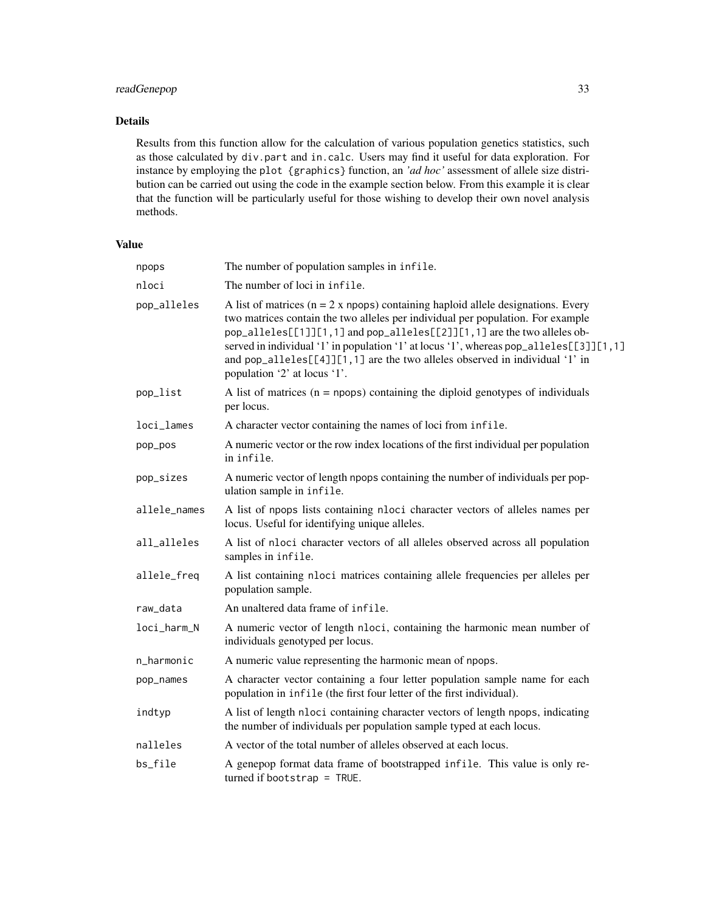## Details

Results from this function allow for the calculation of various population genetics statistics, such as those calculated by `div.part` and `in.calc`. Users may find it useful for data exploration. For instance by employing the `plot {graphics}` function, an *'ad hoc'* assessment of allele size distribution can be carried out using the code in the example section below. From this example it is clear that the function will be particularly useful for those wishing to develop their own novel analysis methods.

## Value

| | |
|---|---|
| npops | The number of population samples in `infile`. |
| nloci | The number of loci in `infile`. |
| pop_alleles | A list of matrices (n = 2 x `npops`) containing haploid allele designations. Every two matrices contain the two alleles per individual per population. For example `pop_alleles[[1]][1,1]` and `pop_alleles[[2]][1,1]` are the two alleles observed in individual '1' in population '1' at locus '1', whereas `pop_alleles[[3]][1,1]` and `pop_alleles[[4]][1,1]` are the two alleles observed in individual '1' in population '2' at locus '1'. |
| pop_list | A list of matrices (n = `npops`) containing the diploid genotypes of individuals per locus. |
| loci_lames | A character vector containing the names of loci from `infile`. |
| pop_pos | A numeric vector or the row index locations of the first individual per population in `infile`. |
| pop_sizes | A numeric vector of length `npops` containing the number of individuals per population sample in `infile`. |
| allele_names | A list of `npops` lists containing `nloci` character vectors of alleles names per locus. Useful for identifying unique alleles. |
| all_alleles | A list of `nloci` character vectors of all alleles observed across all population samples in `infile`. |
| allele_freq | A list containing `nloci` matrices containing allele frequencies per alleles per population sample. |
| raw_data | An unaltered data frame of `infile`. |
| loci_harm_N | A numeric vector of length `nloci`, containing the harmonic mean number of individuals genotyped per locus. |
| n_harmonic | A numeric value representing the harmonic mean of `npops`. |
| pop_names | A character vector containing a four letter population sample name for each population in `infile` (the first four letter of the first individual). |
| indtyp | A list of length `nloci` containing character vectors of length `npops`, indicating the number of individuals per population sample typed at each locus. |
| nalleles | A vector of the total number of alleles observed at each locus. |
| bs_file | A genepop format data frame of bootstrapped `infile`. This value is only returned if `bootstrap = TRUE`. |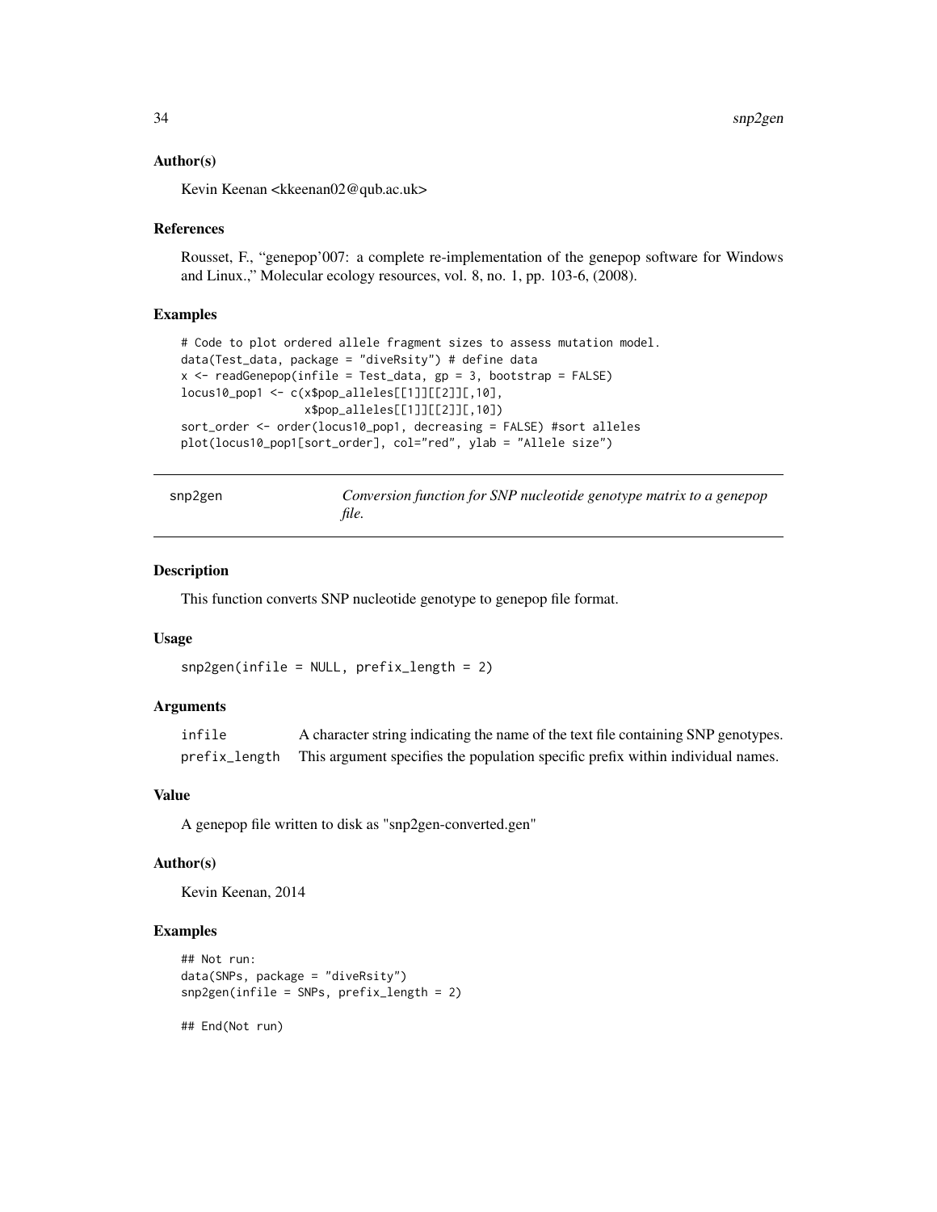### Author(s)

Kevin Keenan <kkeenan02@qub.ac.uk>

### References

Rousset, F., "genepop'007: a complete re-implementation of the genepop software for Windows and Linux.," Molecular ecology resources, vol. 8, no. 1, pp. 103-6, (2008).

### Examples

```
# Code to plot ordered allele fragment sizes to assess mutation model.
data(Test_data, package = "diveRsity") # define data
x <- readGenepop(infile = Test_data, gp = 3, bootstrap = FALSE)
locus10_pop1 <- c(x$pop_alleles[[1]][[2]][,10],
                  x$pop_alleles[[1]][[2]][,10])
sort_order <- order(locus10_pop1, decreasing = FALSE) #sort alleles
plot(locus10_pop1[sort_order], col="red", ylab = "Allele size")
```

---

## snp2gen — *Conversion function for SNP nucleotide genotype matrix to a genepop file.*

---

### Description

This function converts SNP nucleotide genotype to genepop file format.

### Usage

```
snp2gen(infile = NULL, prefix_length = 2)
```

### Arguments

| | |
|---|---|
| infile | A character string indicating the name of the text file containing SNP genotypes. |
| prefix_length | This argument specifies the population specific prefix within individual names. |

### Value

A genepop file written to disk as "snp2gen-converted.gen"

### Author(s)

Kevin Keenan, 2014

### Examples

```
## Not run:
data(SNPs, package = "diveRsity")
snp2gen(infile = SNPs, prefix_length = 2)

## End(Not run)
```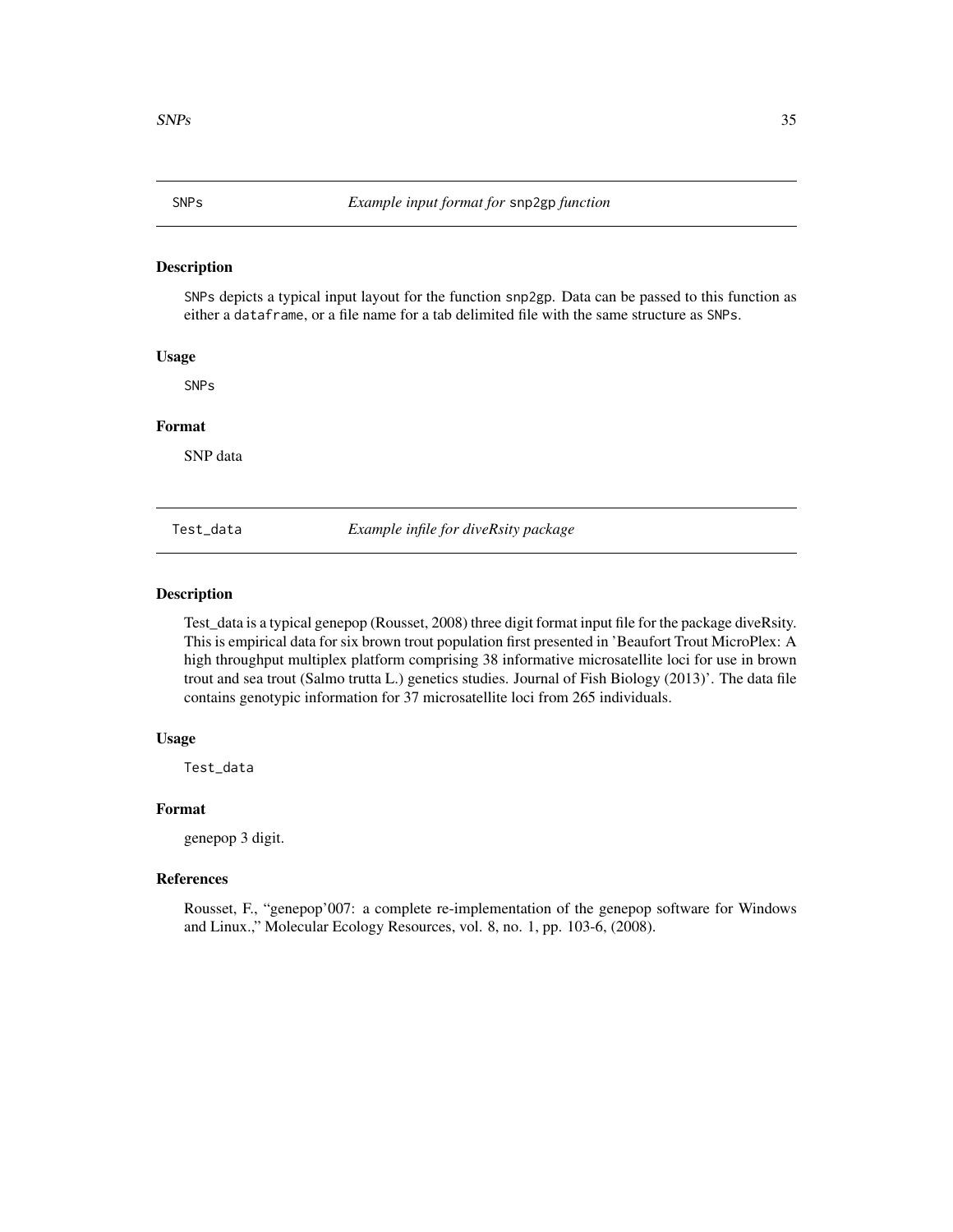## SNPs — *Example input format for* `snp2gp` *function*

### Description

`SNPs` depicts a typical input layout for the function `snp2gp`. Data can be passed to this function as either a `dataframe`, or a file name for a tab delimited file with the same structure as `SNPs`.

### Usage

```
SNPs
```

### Format

SNP data

## Test_data — *Example infile for diveRsity package*

### Description

Test_data is a typical genepop (Rousset, 2008) three digit format input file for the package diveRsity. This is empirical data for six brown trout population first presented in 'Beaufort Trout MicroPlex: A high throughput multiplex platform comprising 38 informative microsatellite loci for use in brown trout and sea trout (Salmo trutta L.) genetics studies. Journal of Fish Biology (2013)'. The data file contains genotypic information for 37 microsatellite loci from 265 individuals.

### Usage

```
Test_data
```

### Format

genepop 3 digit.

### References

Rousset, F., "genepop'007: a complete re-implementation of the genepop software for Windows and Linux.," Molecular Ecology Resources, vol. 8, no. 1, pp. 103-6, (2008).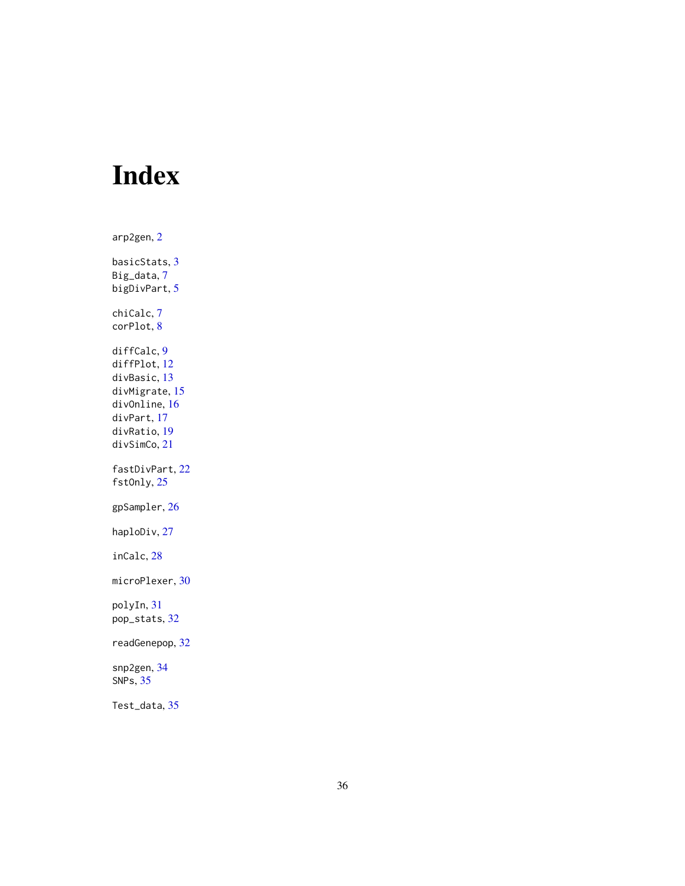# Index

arp2gen, 2

basicStats, 3
Big_data, 7
bigDivPart, 5

chiCalc, 7
corPlot, 8

diffCalc, 9
diffPlot, 12
divBasic, 13
divMigrate, 15
divOnline, 16
divPart, 17
divRatio, 19
divSimCo, 21

fastDivPart, 22
fstOnly, 25

gpSampler, 26

haploDiv, 27

inCalc, 28

microPlexer, 30

polyIn, 31
pop_stats, 32

readGenepop, 32

snp2gen, 34
SNPs, 35

Test_data, 35